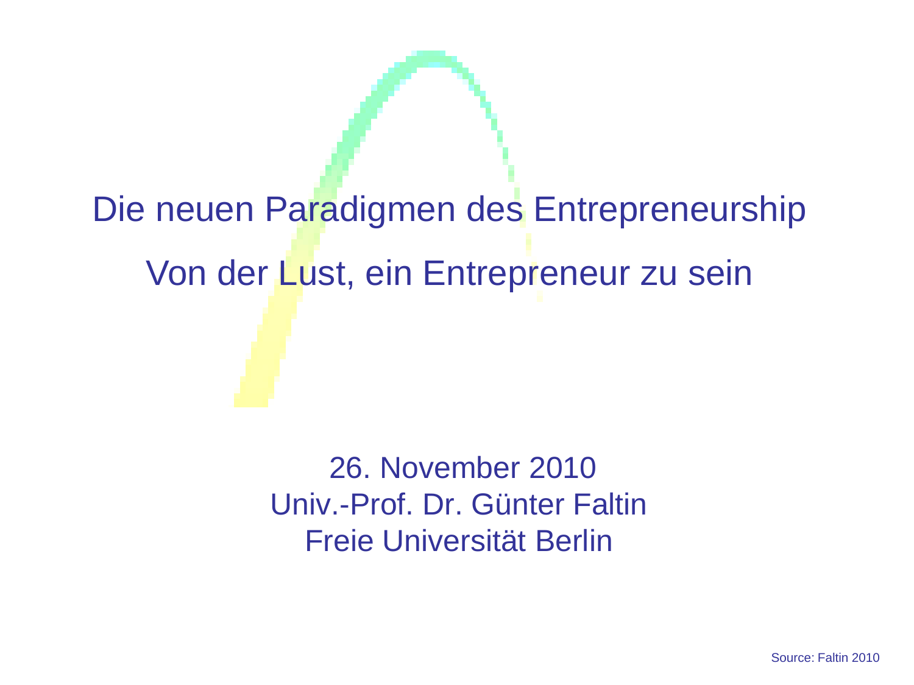# Die neuen Paradigmen des Entrepreneurship

## Von der Lust, ein Entrepreneur zu sein

26. November 2010
Univ.-Prof. Dr. Günter Faltin
Freie Universität Berlin

Source: Faltin 2010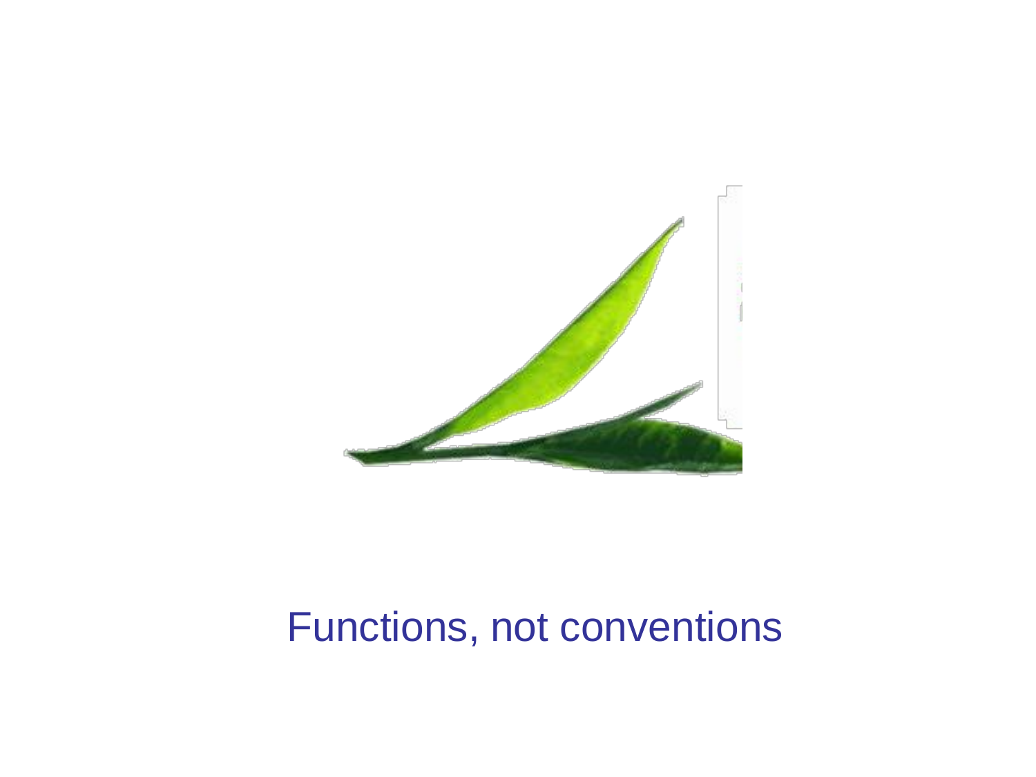Functions, not conventions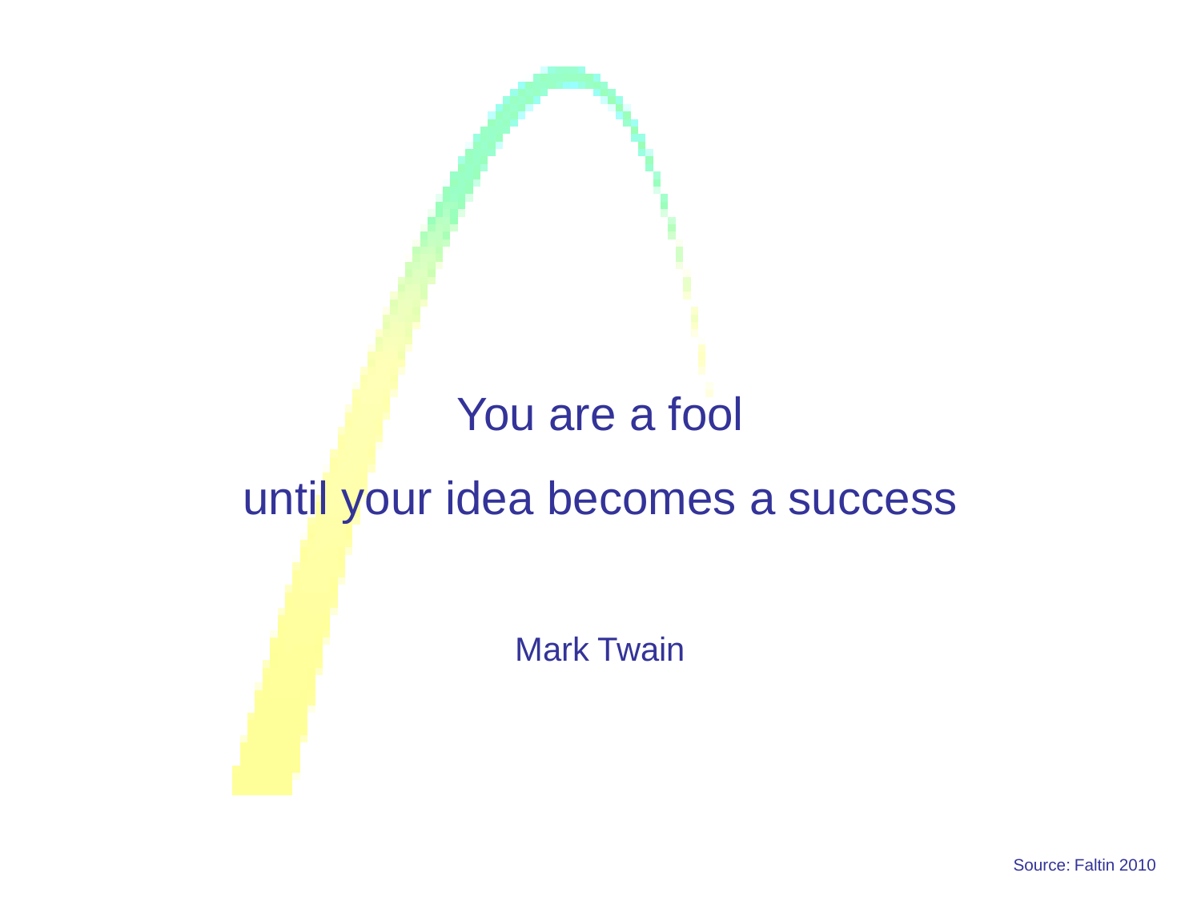You are a fool

until your idea becomes a success

Mark Twain

Source: Faltin 2010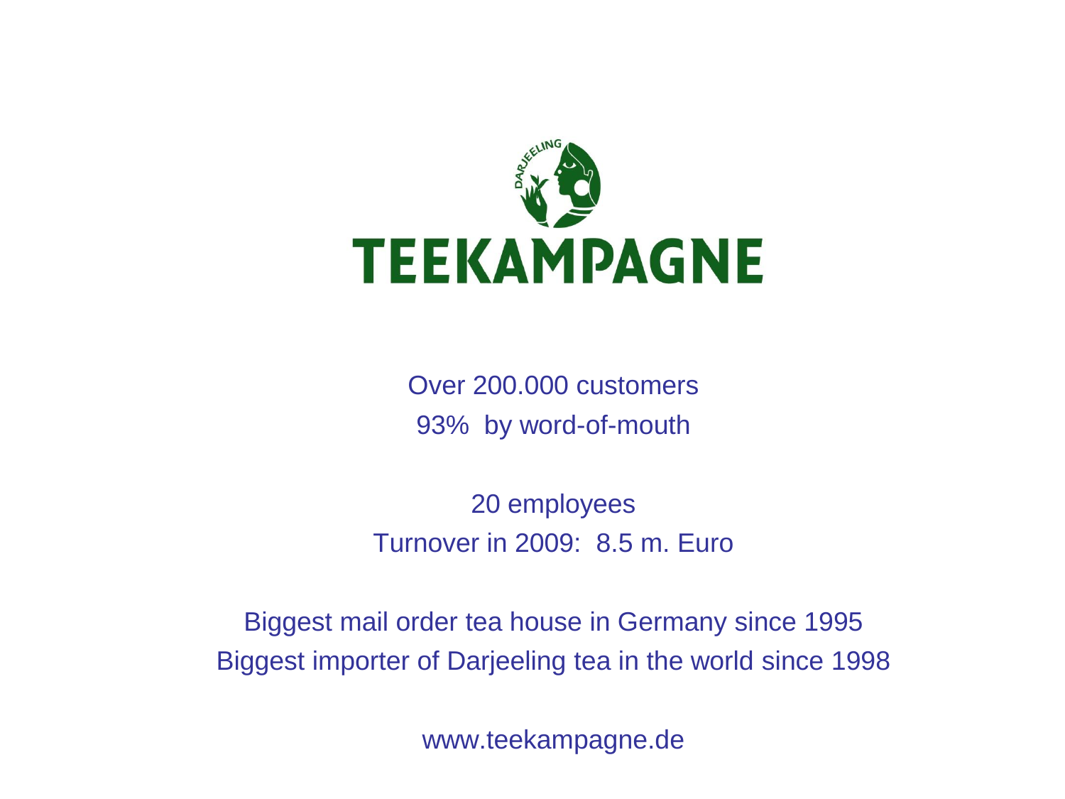# TEEKAMPAGNE

Over 200.000 customers

93% by word-of-mouth

20 employees

Turnover in 2009: 8.5 m. Euro

Biggest mail order tea house in Germany since 1995

Biggest importer of Darjeeling tea in the world since 1998

www.teekampagne.de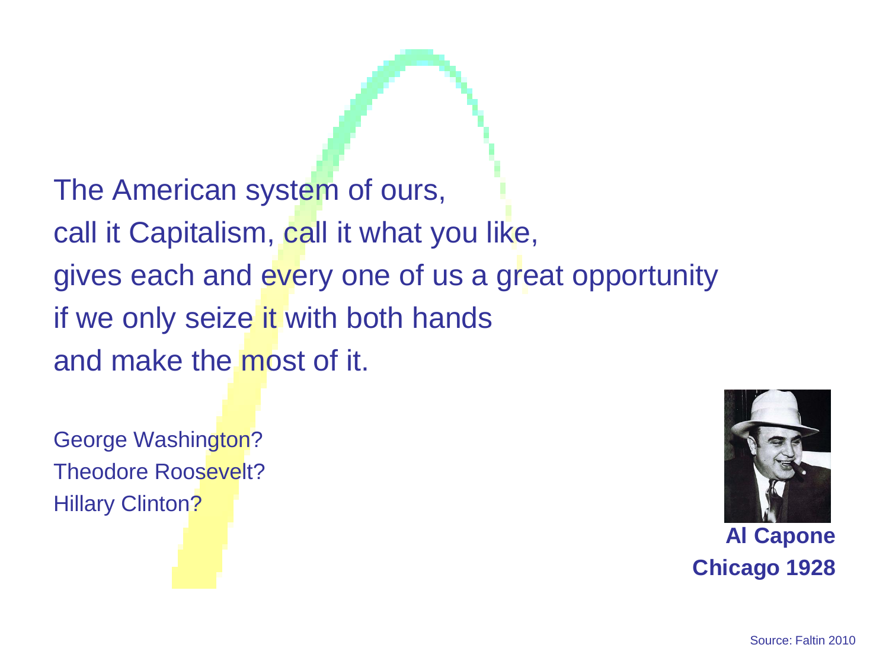The American system of ours,
call it Capitalism, call it what you like,
gives each and every one of us a great opportunity
if we only seize it with both hands
and make the most of it.

George Washington?
Theodore Roosevelt?
Hillary Clinton?

**Al Capone**
**Chicago 1928**

Source: Faltin 2010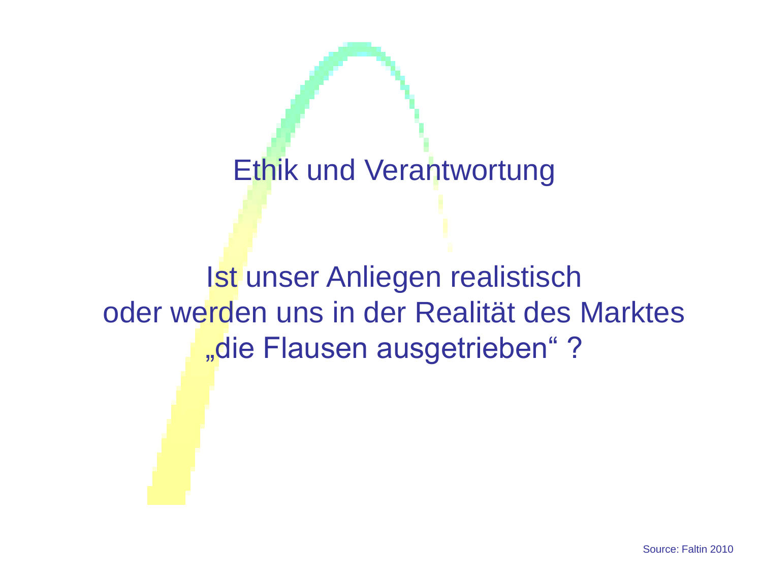# Ethik und Verantwortung

Ist unser Anliegen realistisch
oder werden uns in der Realität des Marktes
„die Flausen ausgetrieben“ ?

Source: Faltin 2010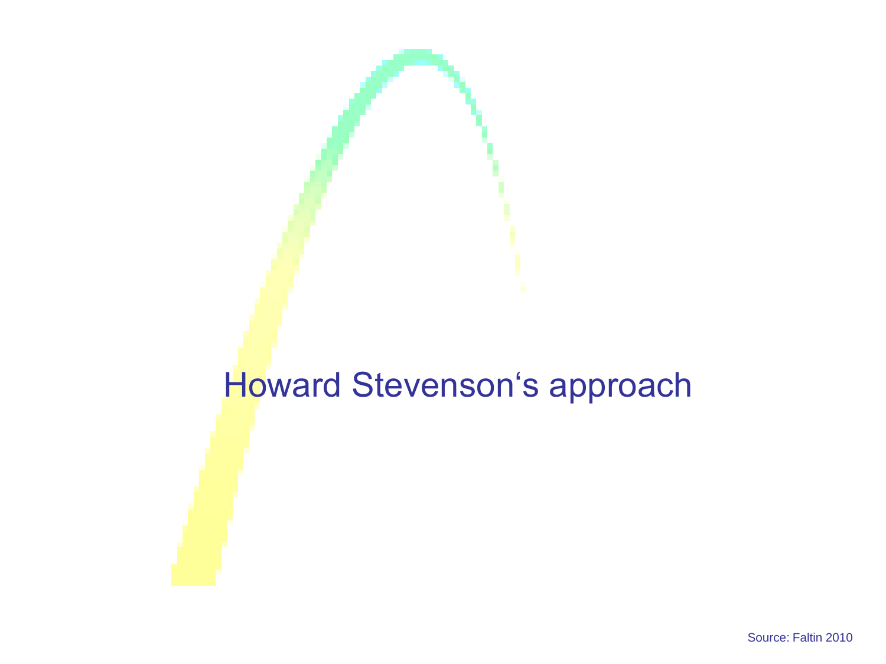# Howard Stevenson‘s approach

Source: Faltin 2010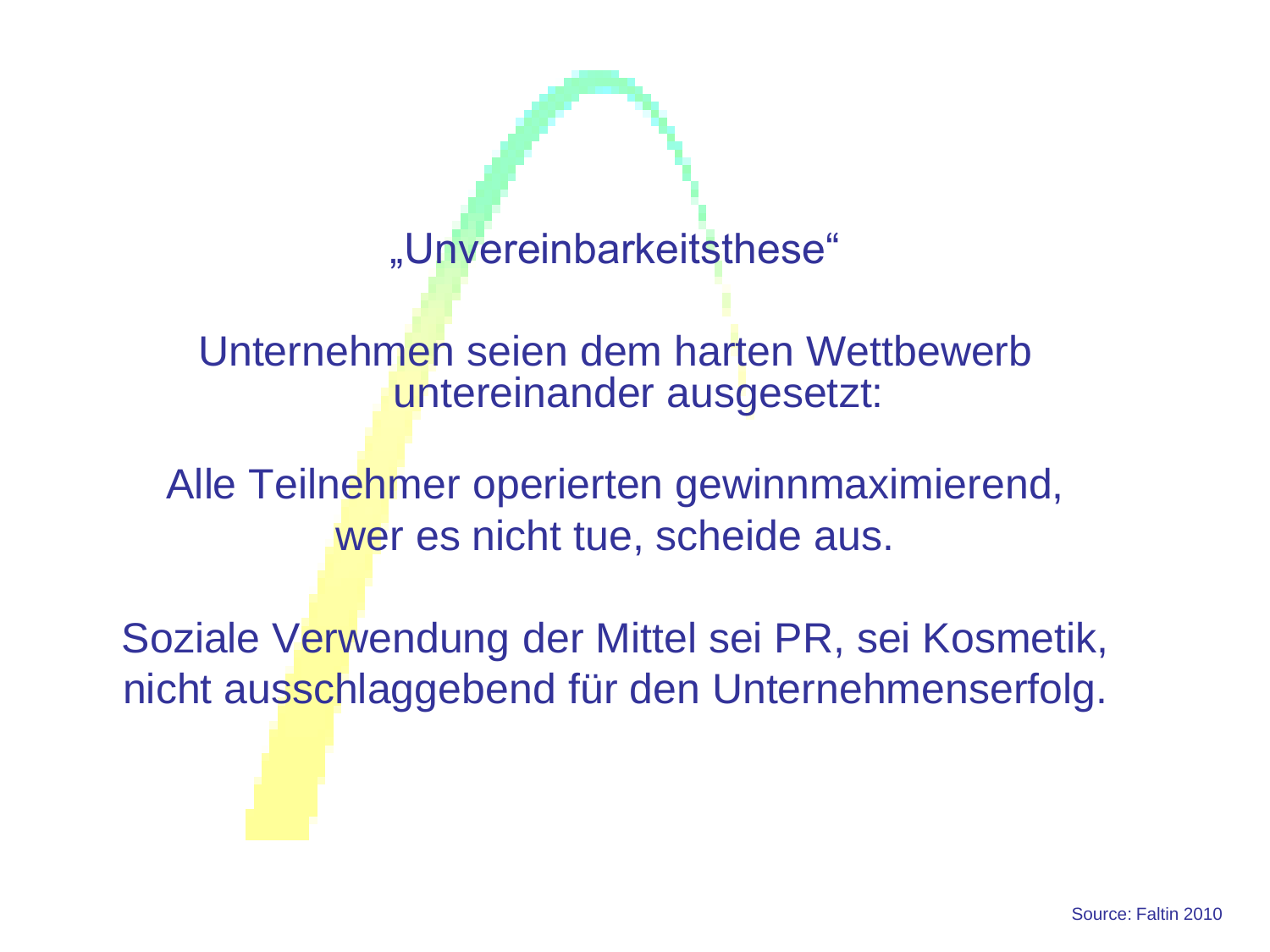## „Unvereinbarkeitsthese“

Unternehmen seien dem harten Wettbewerb untereinander ausgesetzt:

Alle Teilnehmer operierten gewinnmaximierend, wer es nicht tue, scheide aus.

Soziale Verwendung der Mittel sei PR, sei Kosmetik, nicht ausschlaggebend für den Unternehmenserfolg.

Source: Faltin 2010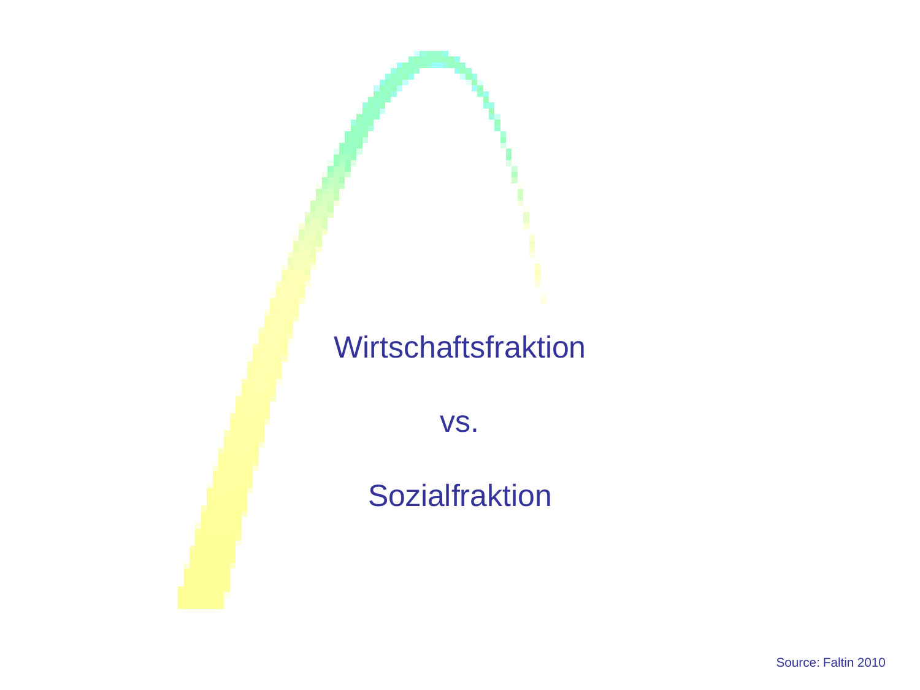Wirtschaftsfraktion

vs.

Sozialfraktion

Source: Faltin 2010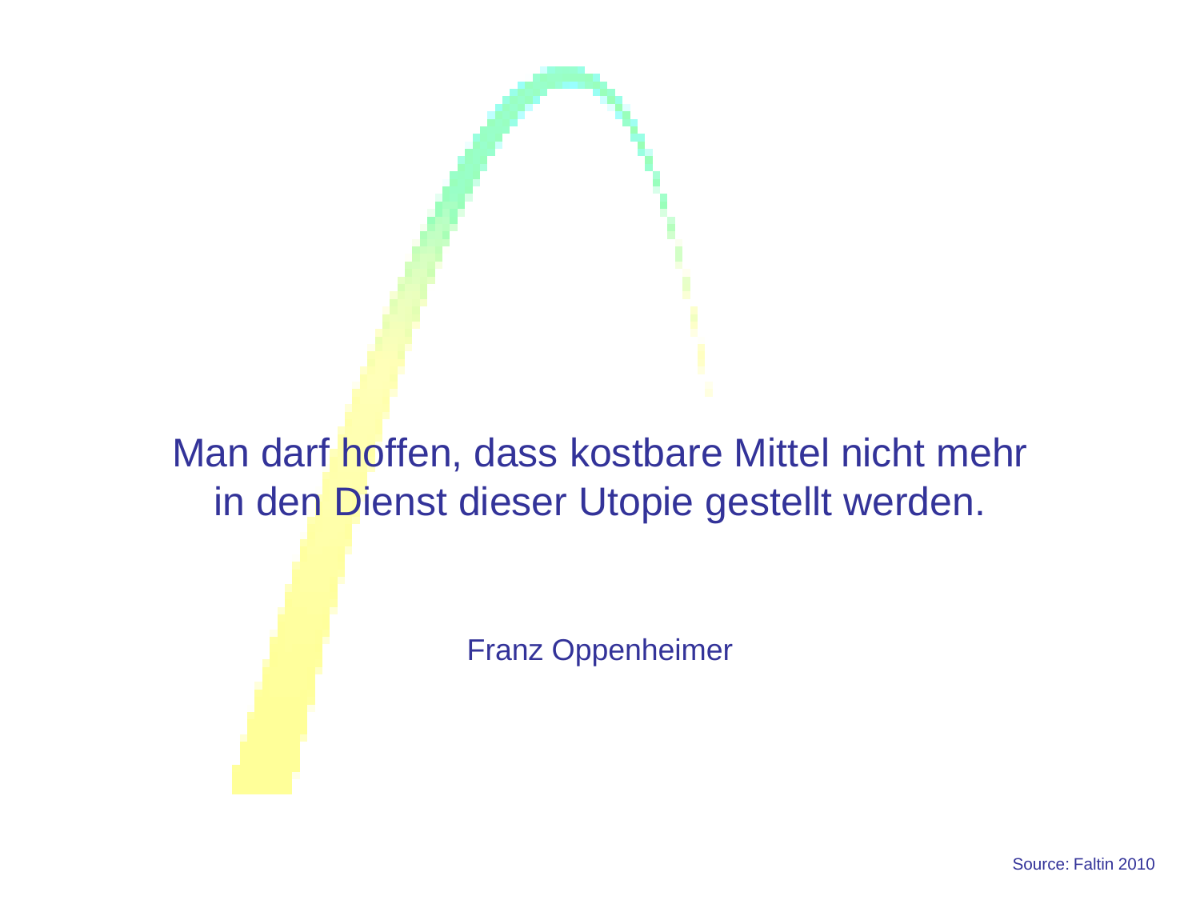Man darf hoffen, dass kostbare Mittel nicht mehr in den Dienst dieser Utopie gestellt werden.

Franz Oppenheimer

Source: Faltin 2010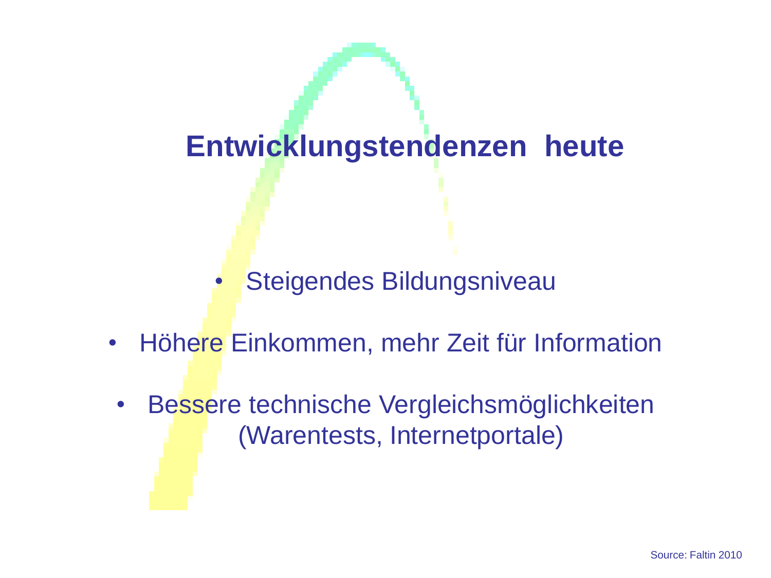# Entwicklungstendenzen heute

- Steigendes Bildungsniveau
- Höhere Einkommen, mehr Zeit für Information
- Bessere technische Vergleichsmöglichkeiten (Warentests, Internetportale)

Source: Faltin 2010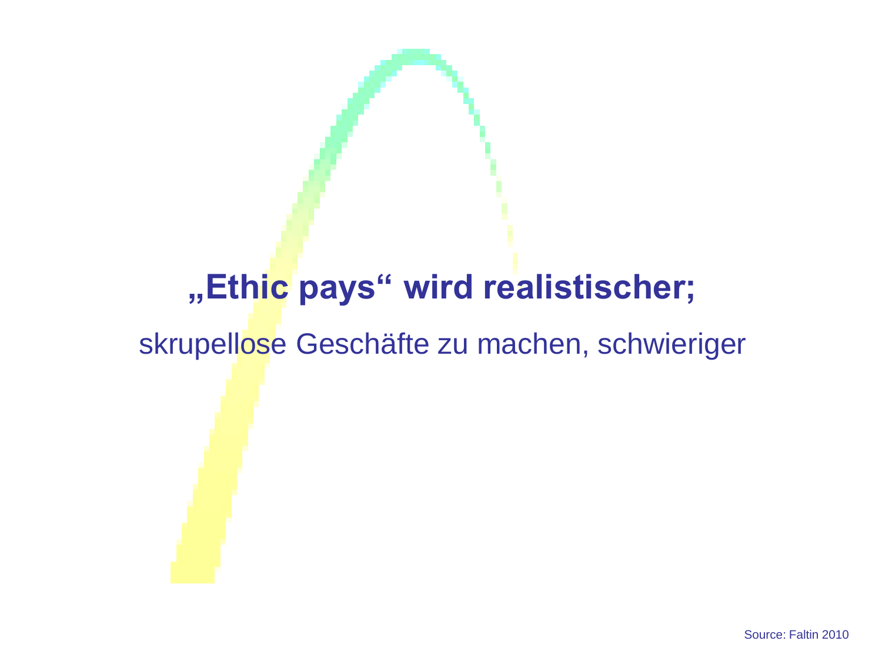**„Ethic pays“ wird realistischer;**

skrupellose Geschäfte zu machen, schwieriger

Source: Faltin 2010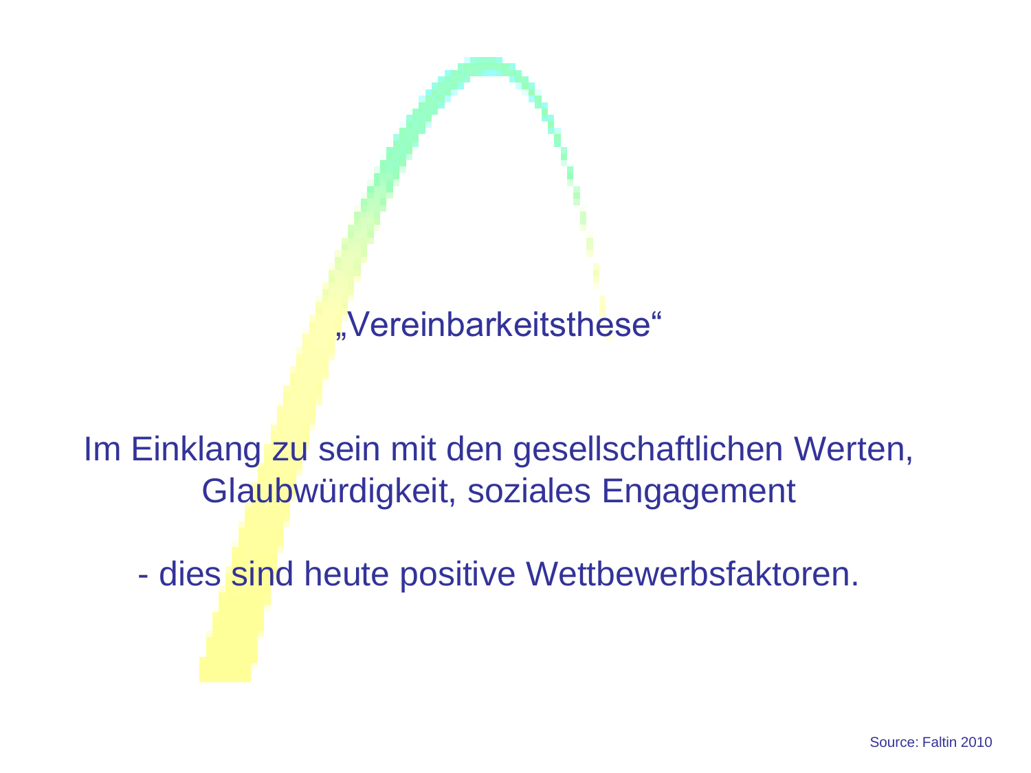„Vereinbarkeitsthese“

Im Einklang zu sein mit den gesellschaftlichen Werten, Glaubwürdigkeit, soziales Engagement

- dies sind heute positive Wettbewerbsfaktoren.

Source: Faltin 2010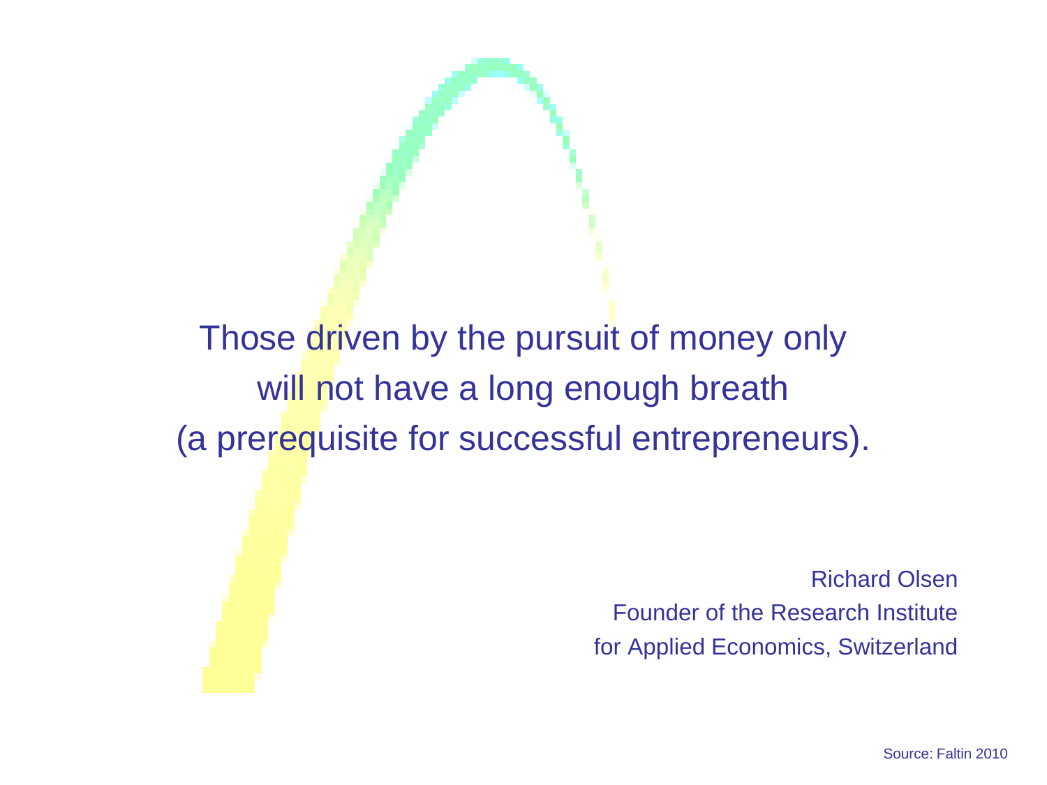Those driven by the pursuit of money only
will not have a long enough breath
(a prerequisite for successful entrepreneurs).

Richard Olsen
Founder of the Research Institute
for Applied Economics, Switzerland

Source: Faltin 2010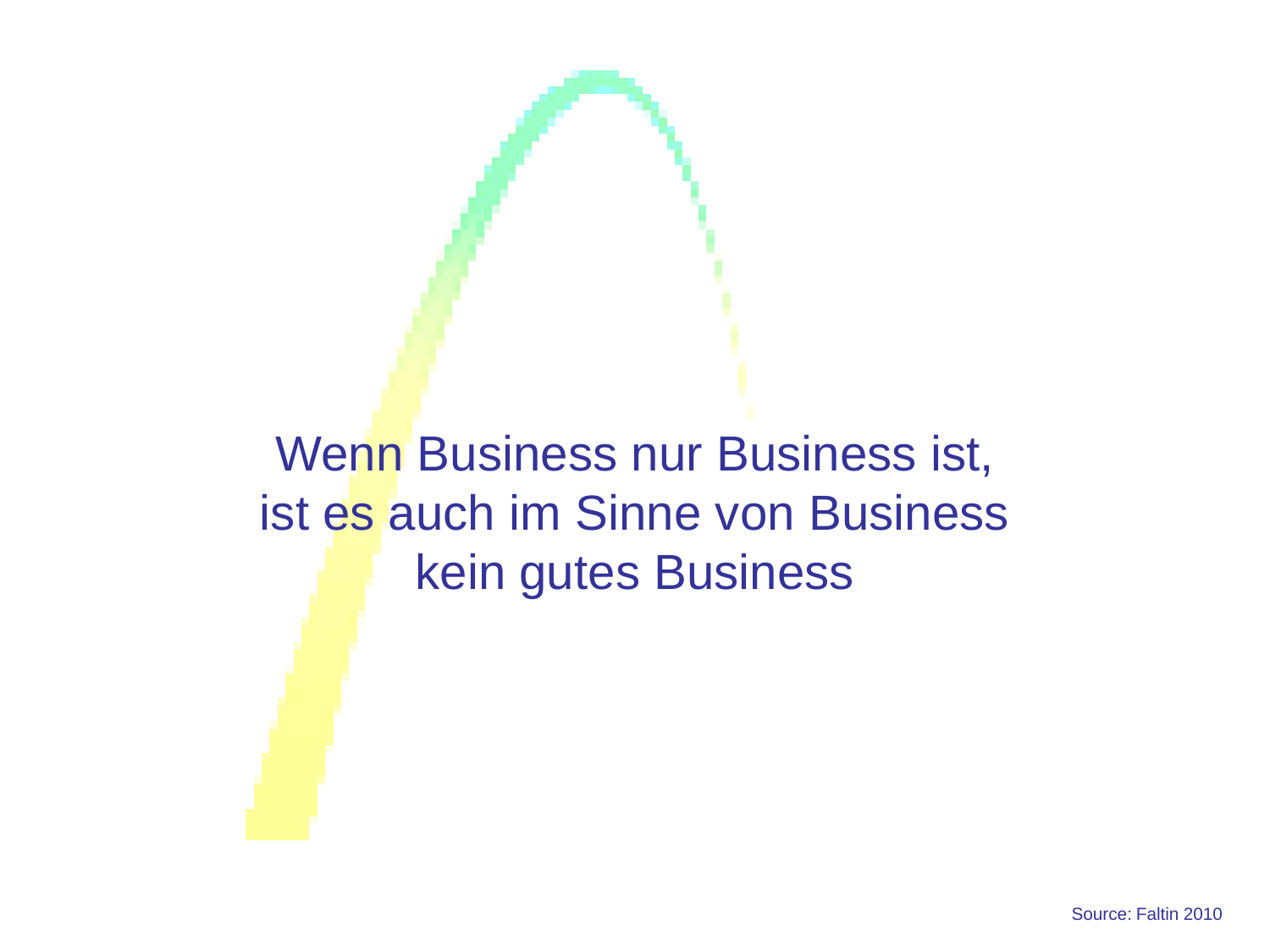Wenn Business nur Business ist,
ist es auch im Sinne von Business
kein gutes Business

Source: Faltin 2010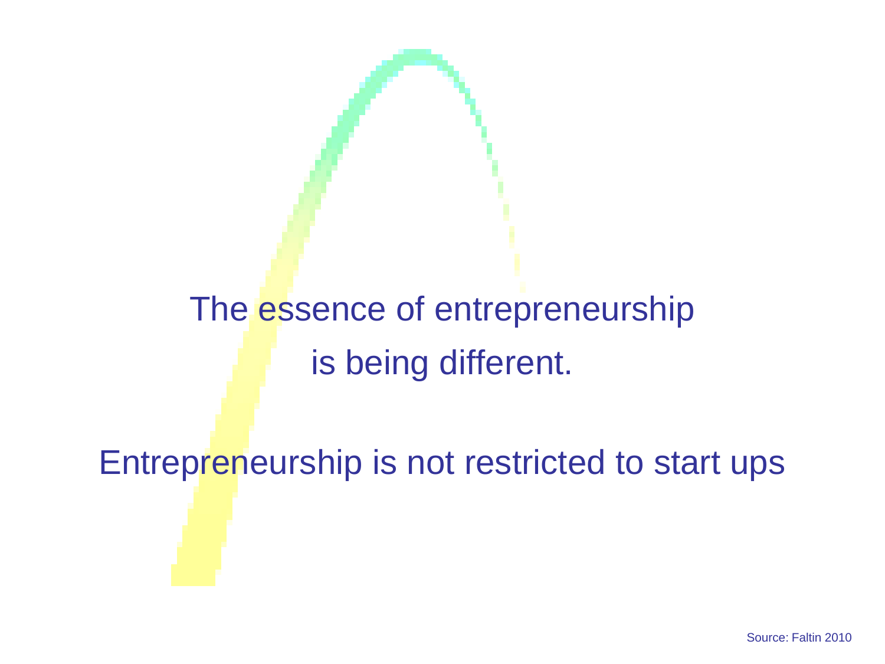The essence of entrepreneurship

is being different.

Entrepreneurship is not restricted to start ups

Source: Faltin 2010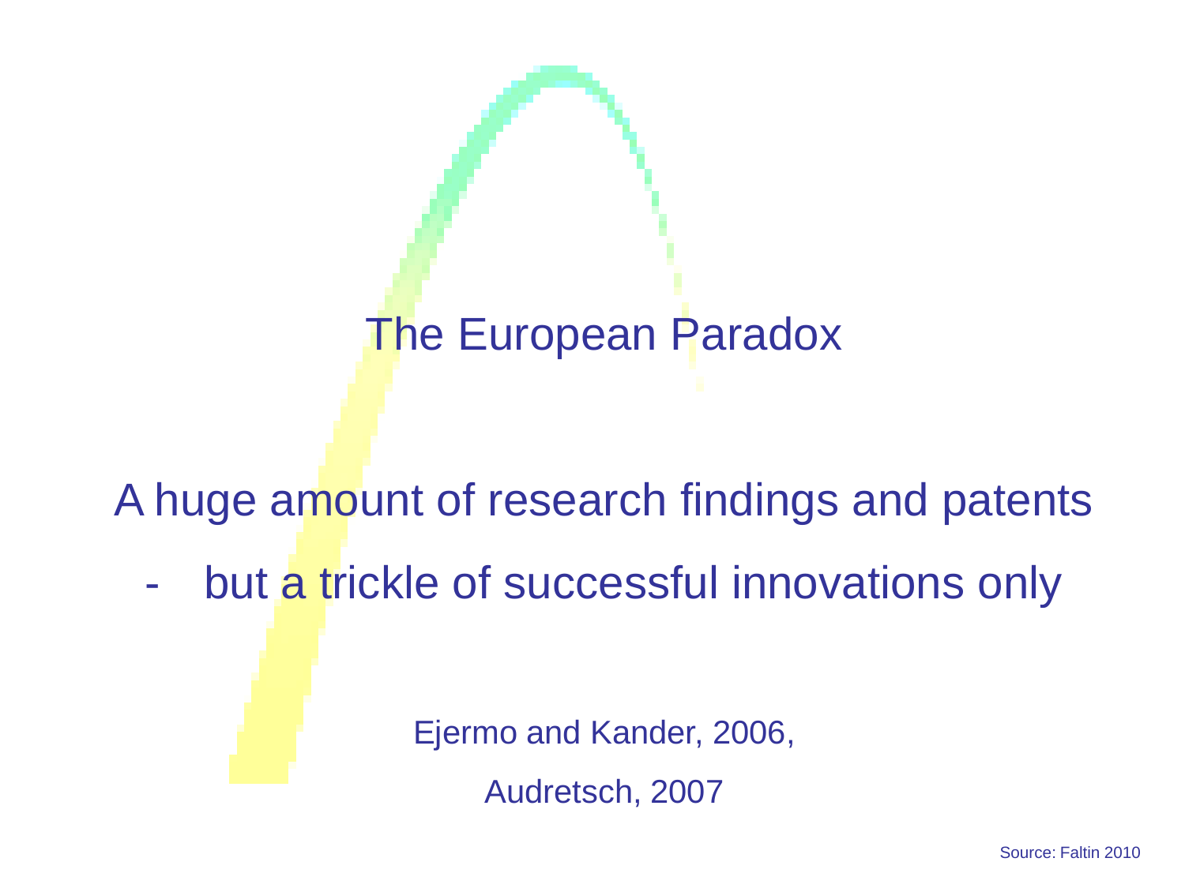# The European Paradox

A huge amount of research findings and patents

- but a trickle of successful innovations only

Ejermo and Kander, 2006,

Audretsch, 2007

Source: Faltin 2010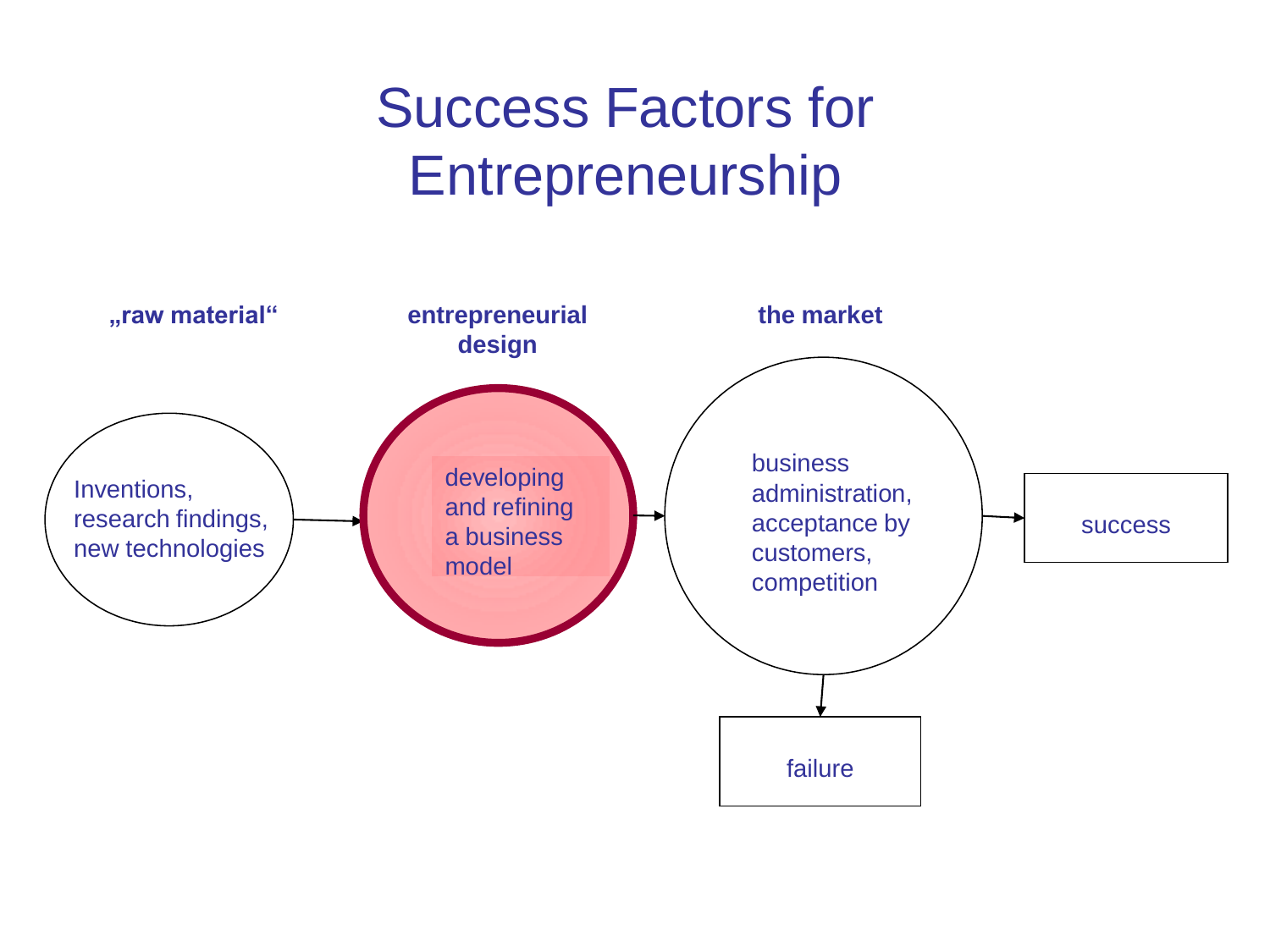# Success Factors for Entrepreneurship

**„raw material"**

Inventions, research findings, new technologies

**entrepreneurial design**

developing and refining a business model

**the market**

business administration, acceptance by customers, competition

success

failure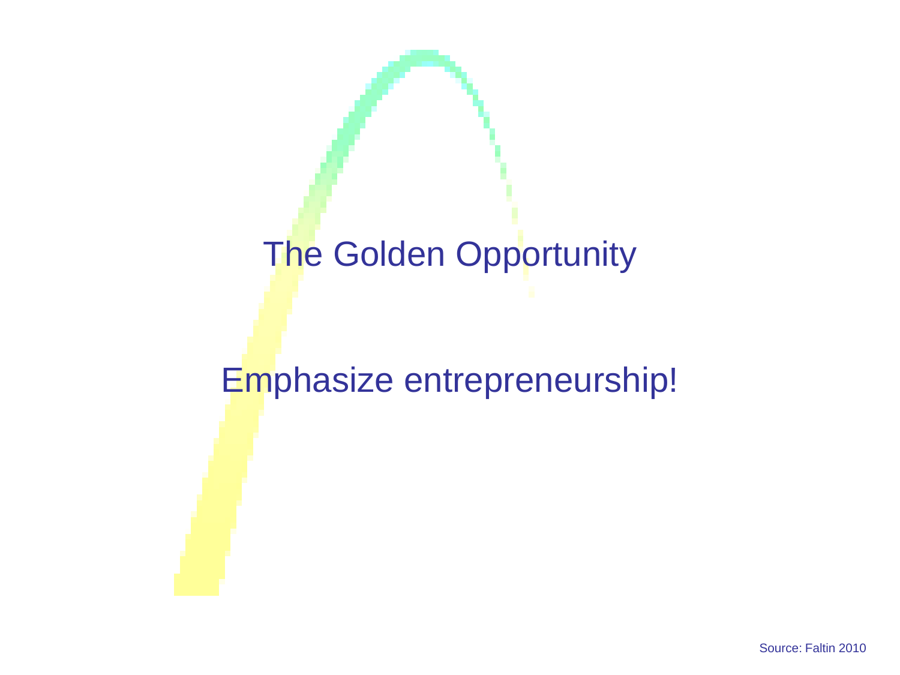# The Golden Opportunity

## Emphasize entrepreneurship!

Source: Faltin 2010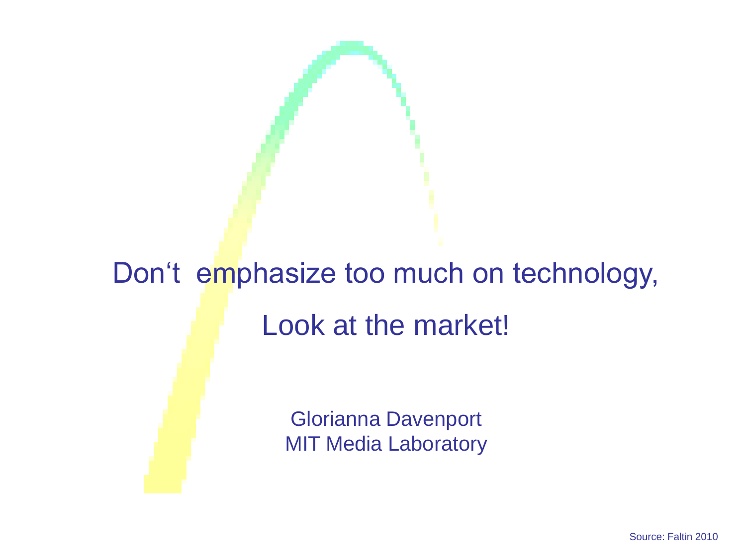Don‘t emphasize too much on technology,

Look at the market!

Glorianna Davenport
MIT Media Laboratory

Source: Faltin 2010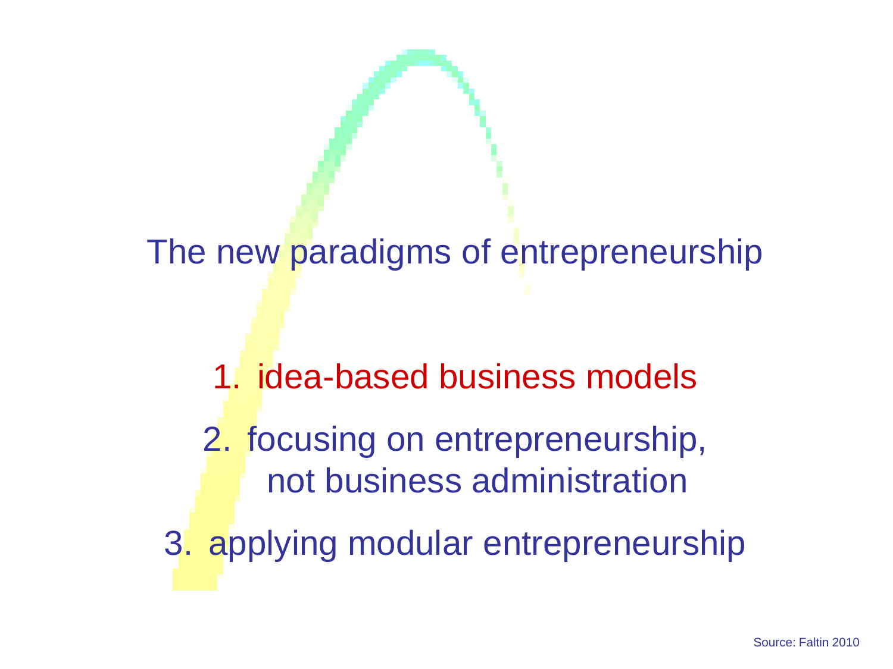# The new paradigms of entrepreneurship

1. idea-based business models
2. focusing on entrepreneurship, not business administration
3. applying modular entrepreneurship

Source: Faltin 2010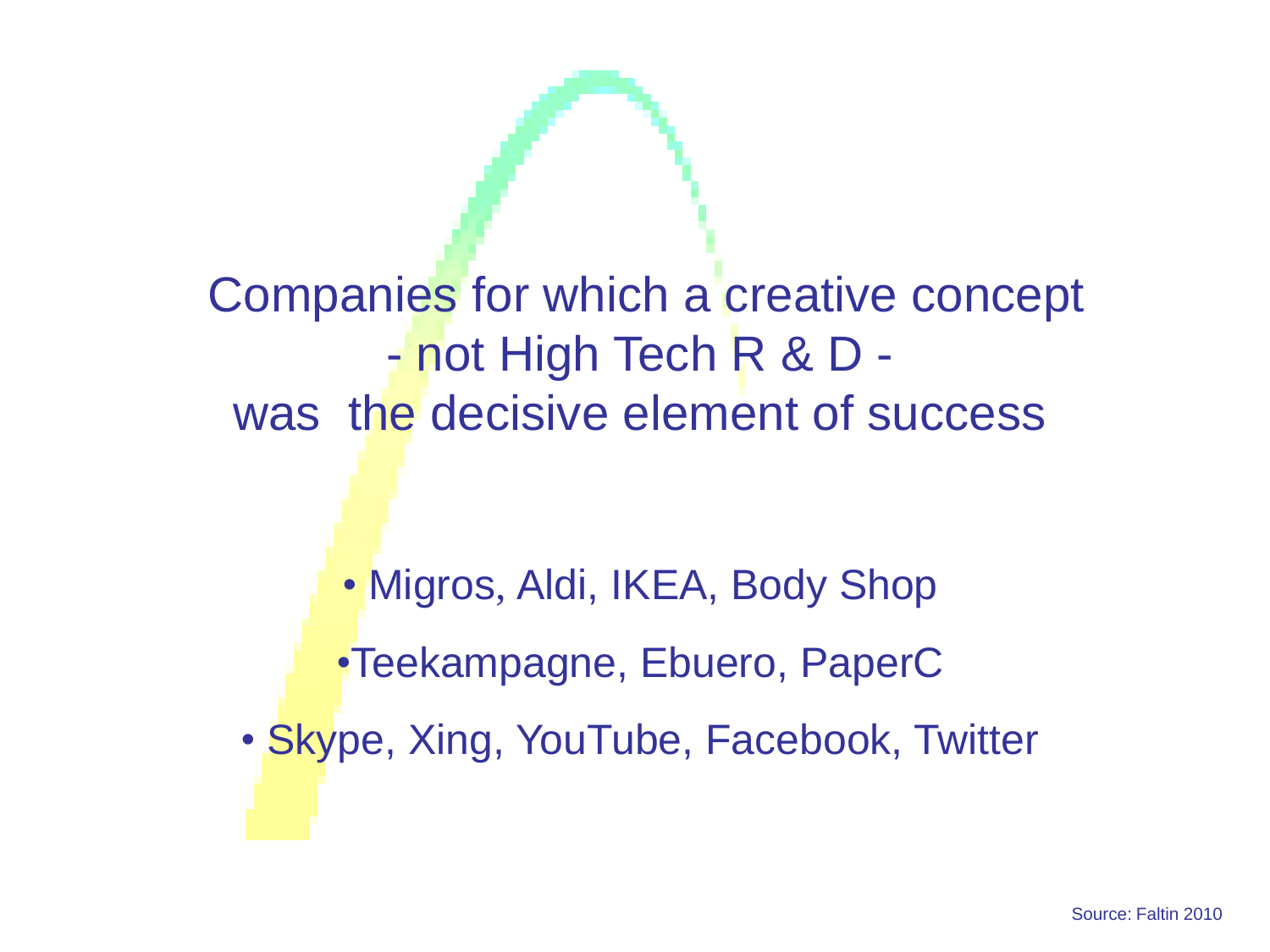# Companies for which a creative concept - not High Tech R & D - was the decisive element of success

- Migros, Aldi, IKEA, Body Shop
- Teekampagne, Ebuero, PaperC
- Skype, Xing, YouTube, Facebook, Twitter

Source: Faltin 2010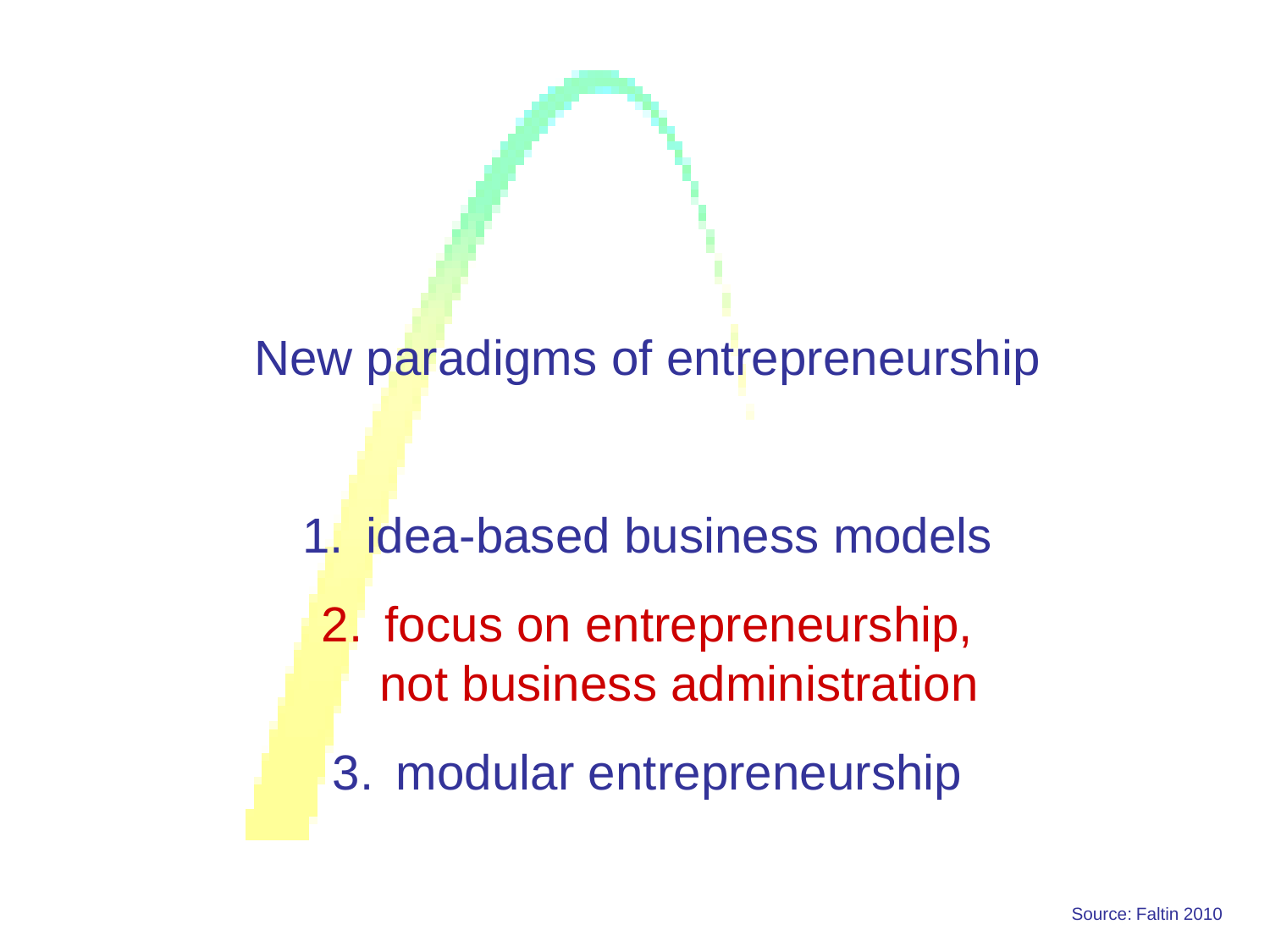# New paradigms of entrepreneurship

1. idea-based business models
2. focus on entrepreneurship, not business administration
3. modular entrepreneurship

Source: Faltin 2010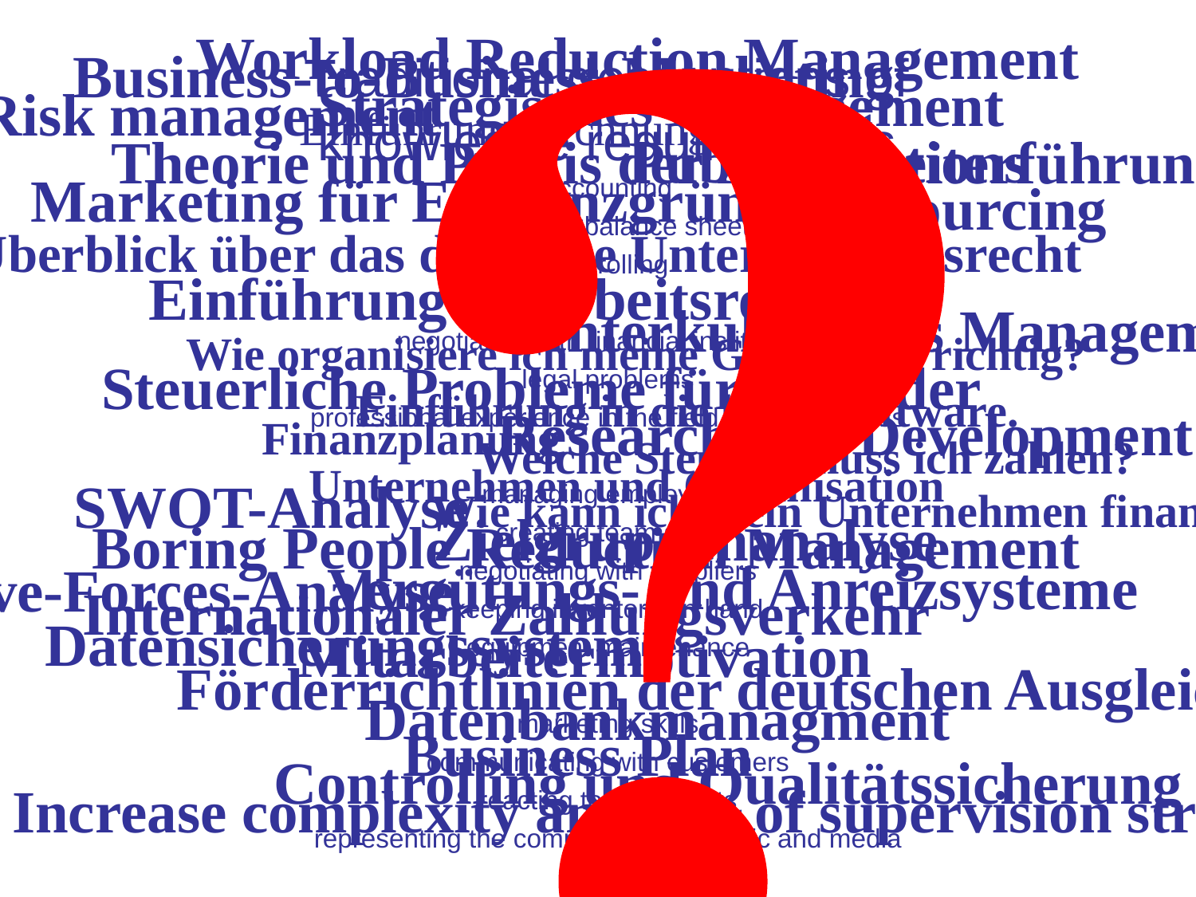Workload Reduction Management

Business-to-Business-Marketing?

Risk management

Strategisches Management

Knowledge request

Theorie und Praxis der ... führung

Marketing für Existenzgründer

Outsourcing

accounting

balance sheet

Überblick über das deutsche Unternehmensrecht

controlling

Einführung in das Arbeitsrecht

Interkulturelles Management

negotiating

financial analysis

Wie organisiere ich meine Gründung richtig?

legal problems

Steuerliche Probleme für Gründer

Einführung in die ... Software

professional experience in the field

Finanzplanung

Research and Development

Welche Steuern muss ich zahlen?

Unternehmen und Organisation

managing employees

SWOT-Analyse

Wie kann ich mein Unternehmen finan...

creating teams

Zielgruppenanalyse

Boring People ... Management

negotiating with suppliers

...ve-Forces-Analyse

Vergütungs- und Anreizsysteme

Internationaler Zahlungsverkehr

keeping ... under hand

Datensicherungssysteme

... maintenance

Mitarbeitermotivation

Förderrichtlinien der deutschen Ausglei...

Datenbankmanagment

marketing skills

Business Plan

communicating with customers

Controlling und Qualitätssicherung

reacting to ...

Increase complexity and ... of supervision str...

representing the company ... public and media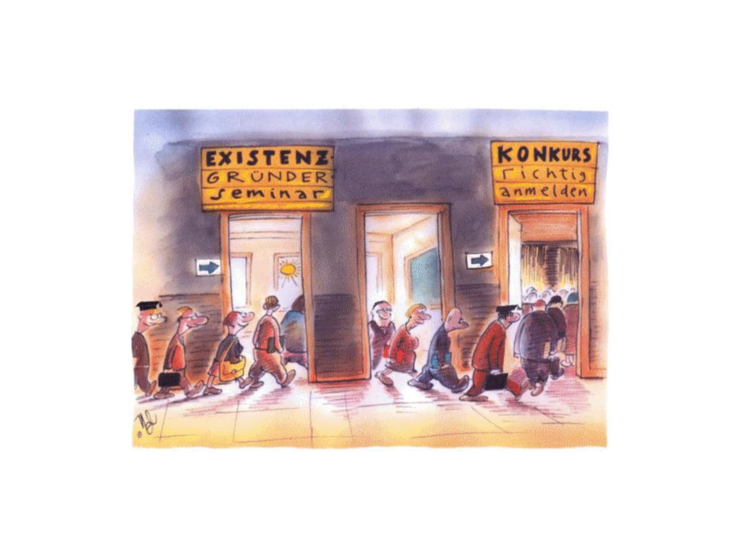EXISTENZ GRÜNDER seminar

KONKURS richtig anmelden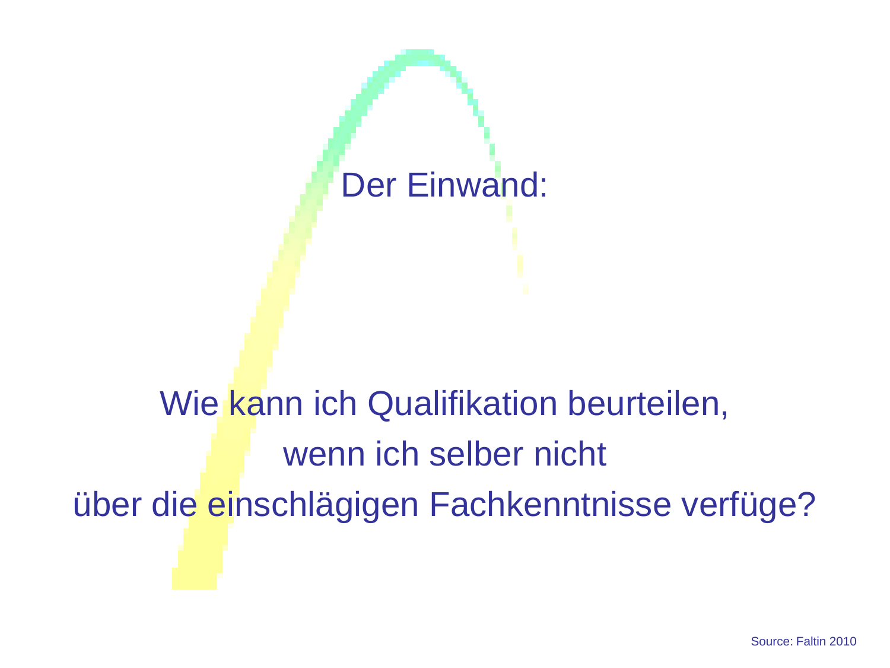# Der Einwand:

Wie kann ich Qualifikation beurteilen,
wenn ich selber nicht
über die einschlägigen Fachkenntnisse verfüge?

Source: Faltin 2010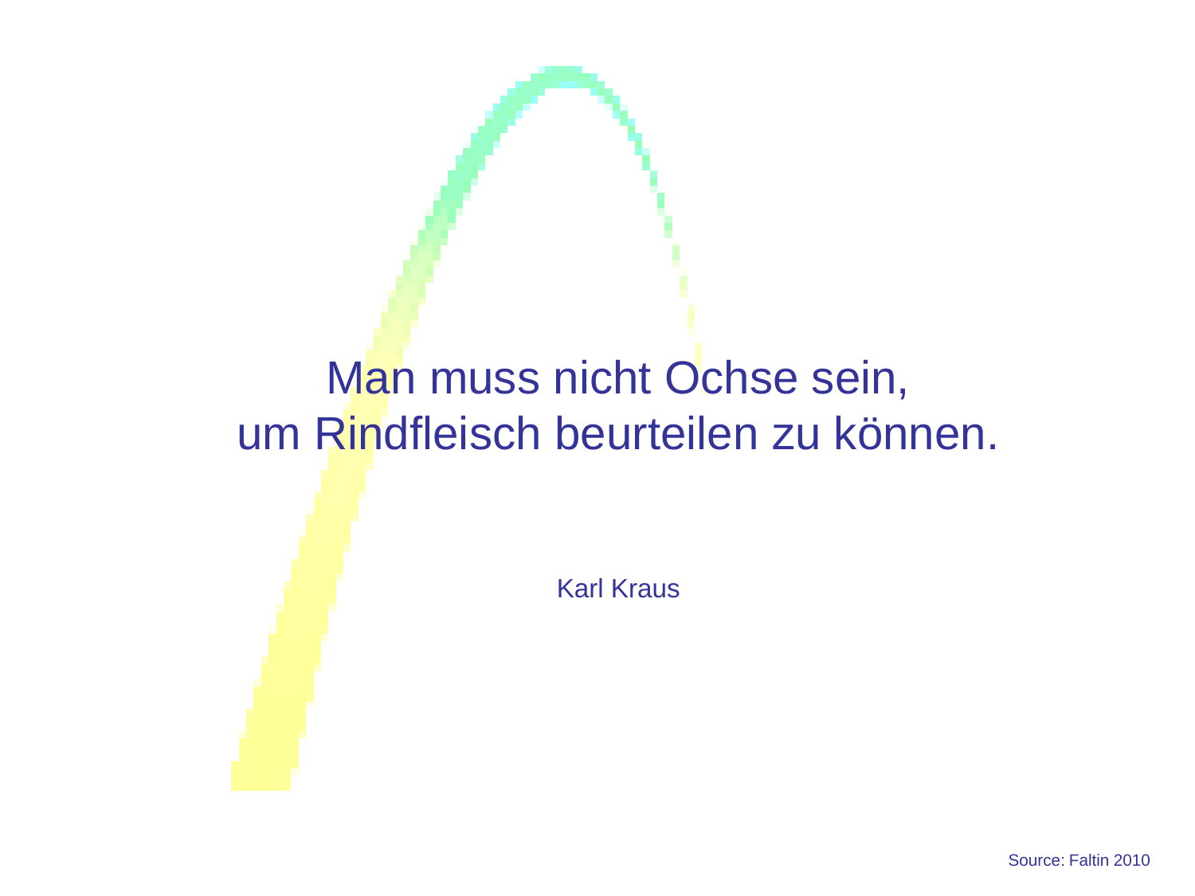Man muss nicht Ochse sein,
um Rindfleisch beurteilen zu können.

Karl Kraus

Source: Faltin 2010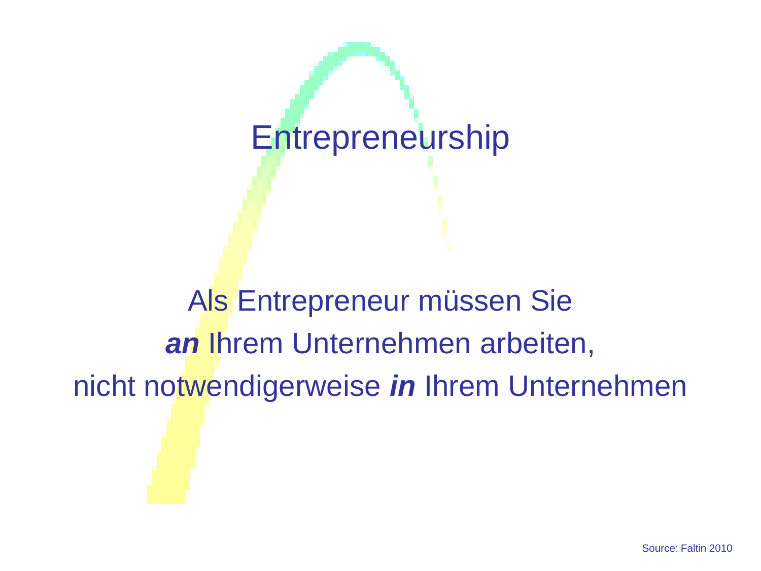# Entrepreneurship

Als Entrepreneur müssen Sie
***an*** Ihrem Unternehmen arbeiten,
nicht notwendigerweise ***in*** Ihrem Unternehmen

Source: Faltin 2010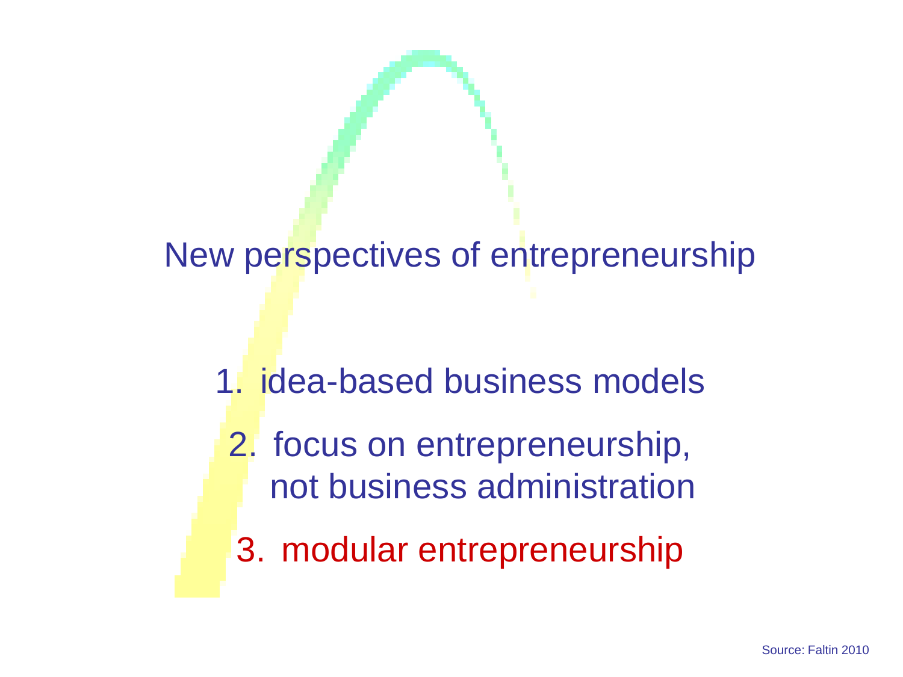# New perspectives of entrepreneurship

1. idea-based business models
2. focus on entrepreneurship, not business administration
3. modular entrepreneurship

Source: Faltin 2010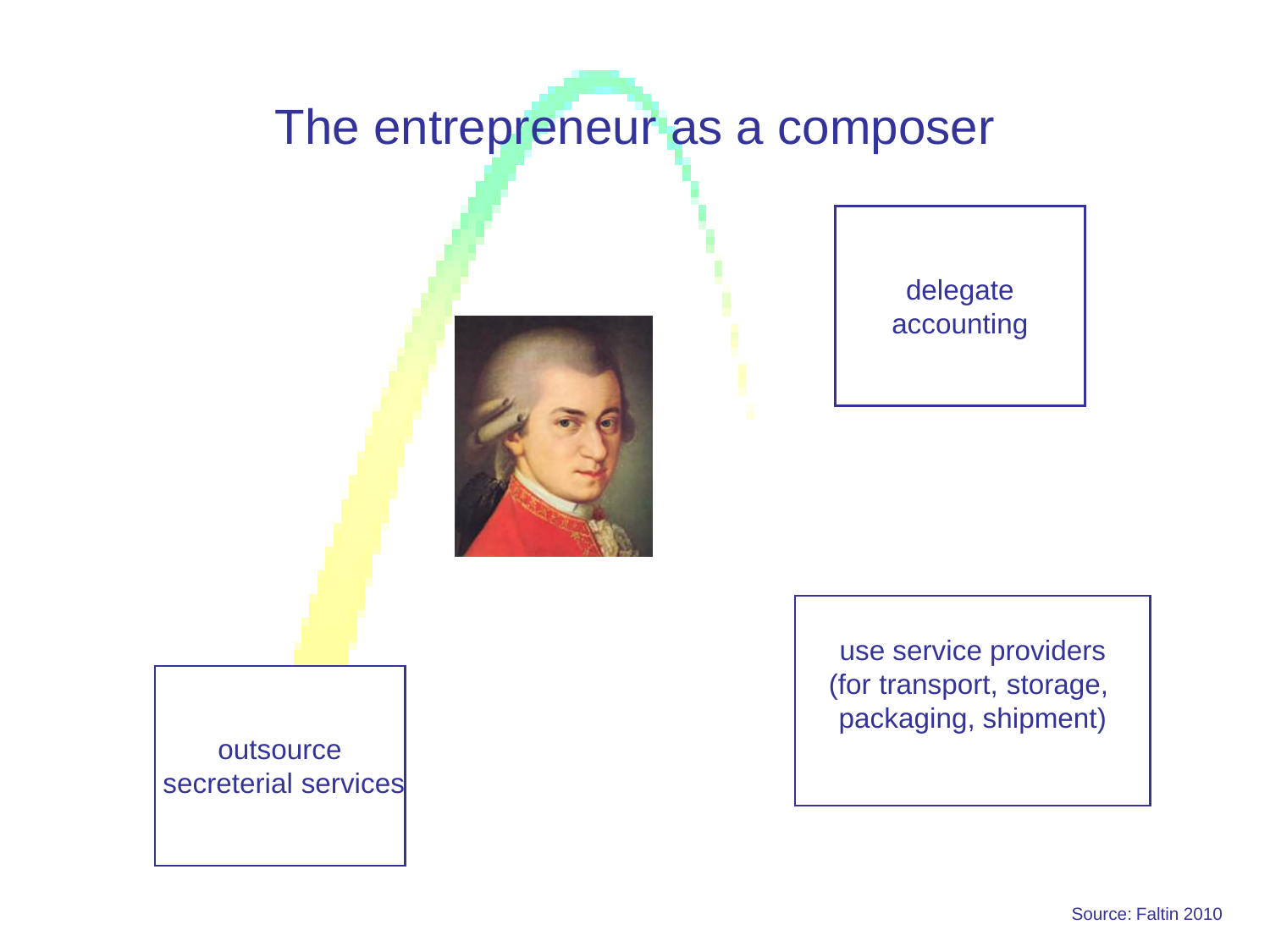# The entrepreneur as a composer

delegate accounting

use service providers (for transport, storage, packaging, shipment)

outsource secreterial services

Source: Faltin 2010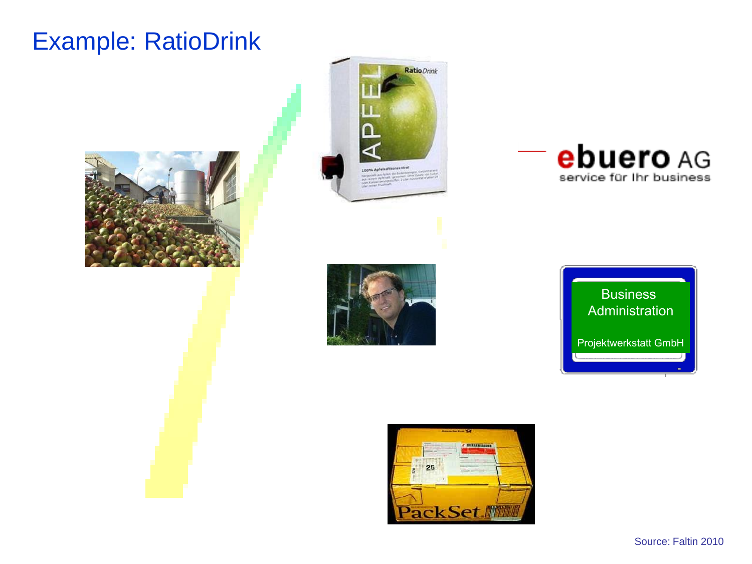# Example: RatioDrink

Business Administration

Projektwerkstatt GmbH

ebuero AG

service für Ihr business

Source: Faltin 2010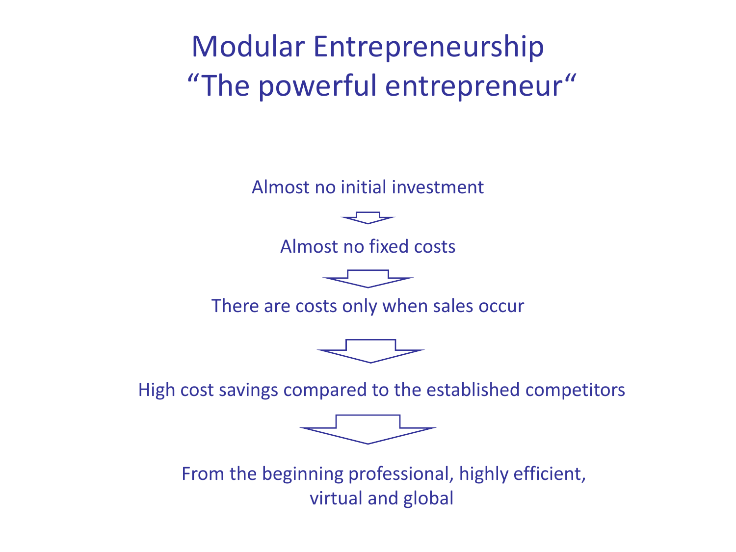# Modular Entrepreneurship

## “The powerful entrepreneur“

Almost no initial investment

↓

Almost no fixed costs

↓

There are costs only when sales occur

↓

High cost savings compared to the established competitors

↓

From the beginning professional, highly efficient, virtual and global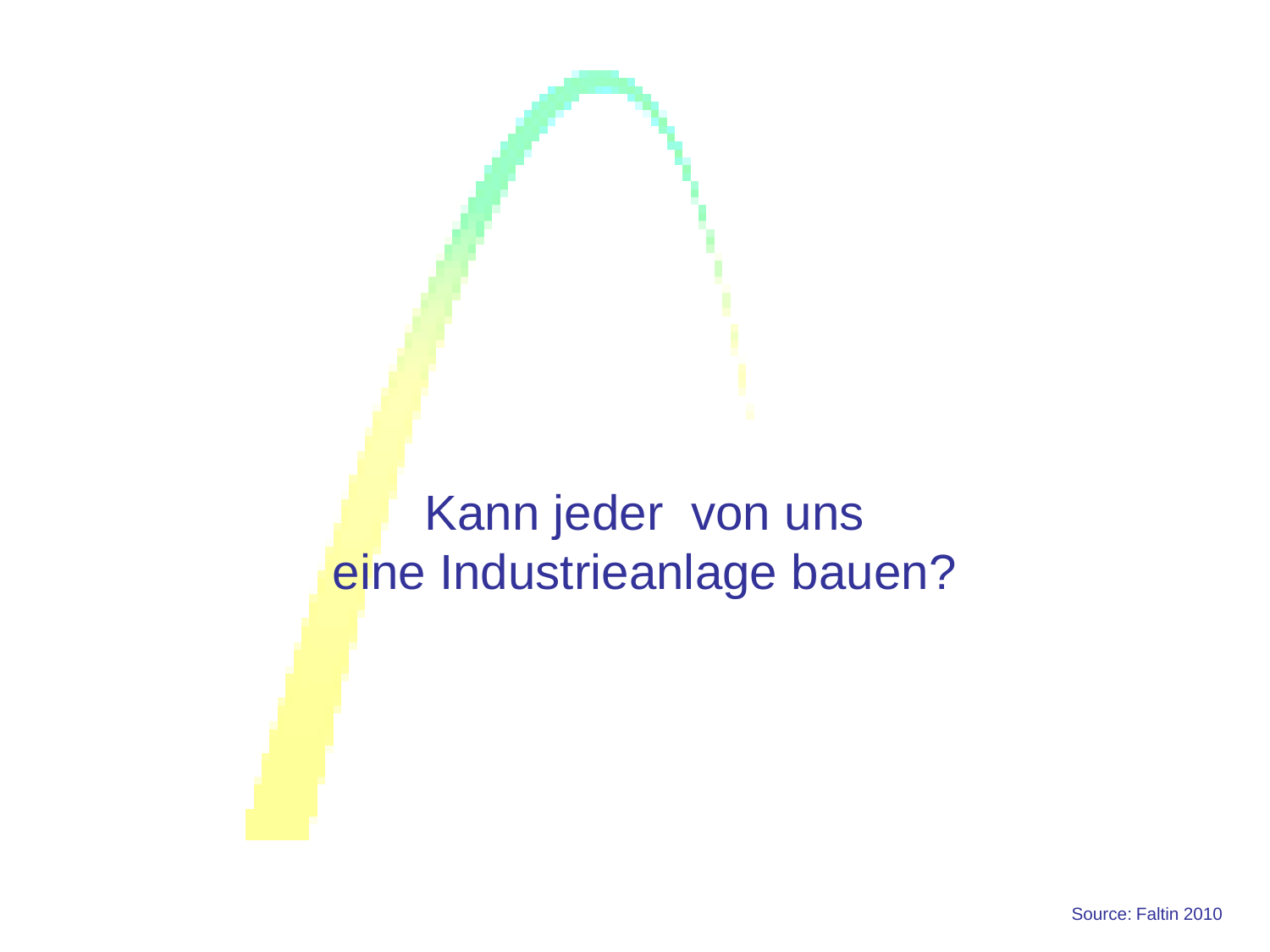Kann jeder  von uns
eine Industrieanlage bauen?

Source: Faltin 2010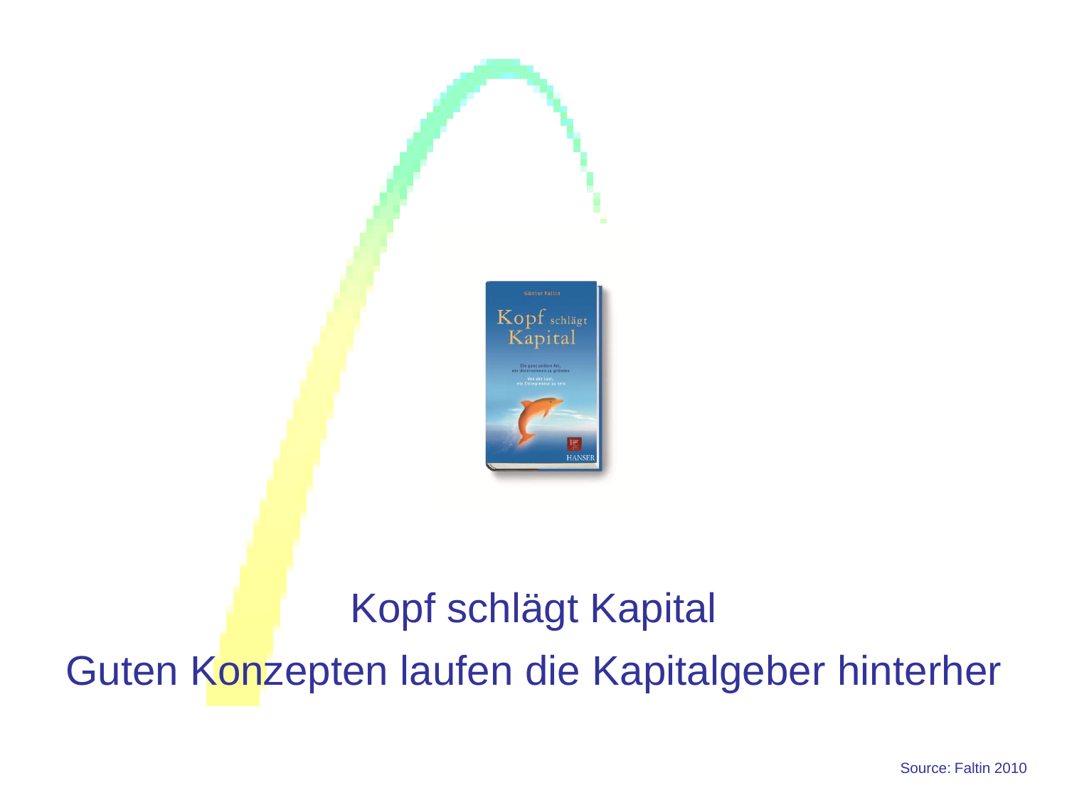Kopf schlägt Kapital

Guten Konzepten laufen die Kapitalgeber hinterher

Source: Faltin 2010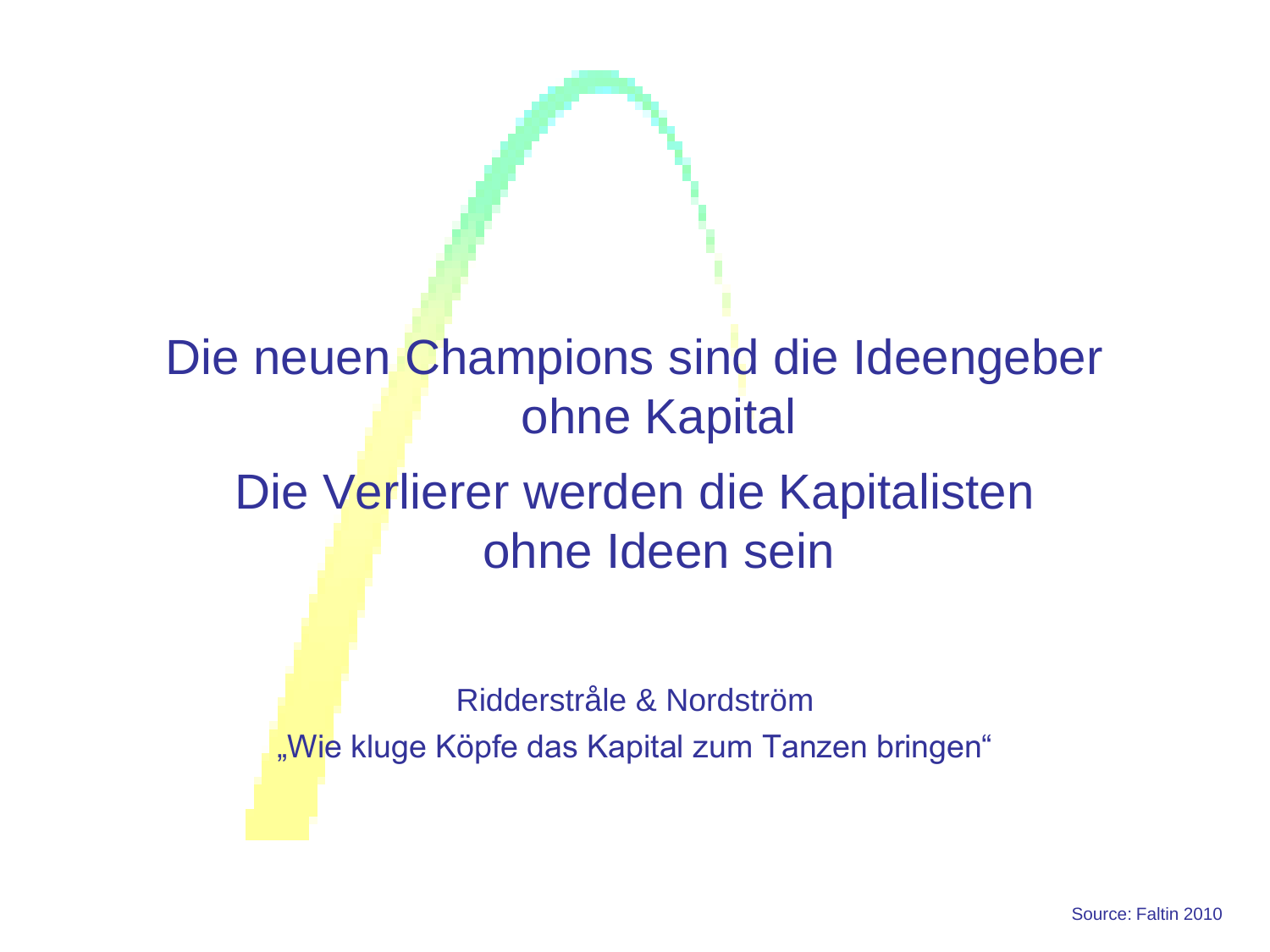Die neuen Champions sind die Ideengeber ohne Kapital

Die Verlierer werden die Kapitalisten ohne Ideen sein

Ridderstråle & Nordström

„Wie kluge Köpfe das Kapital zum Tanzen bringen“

Source: Faltin 2010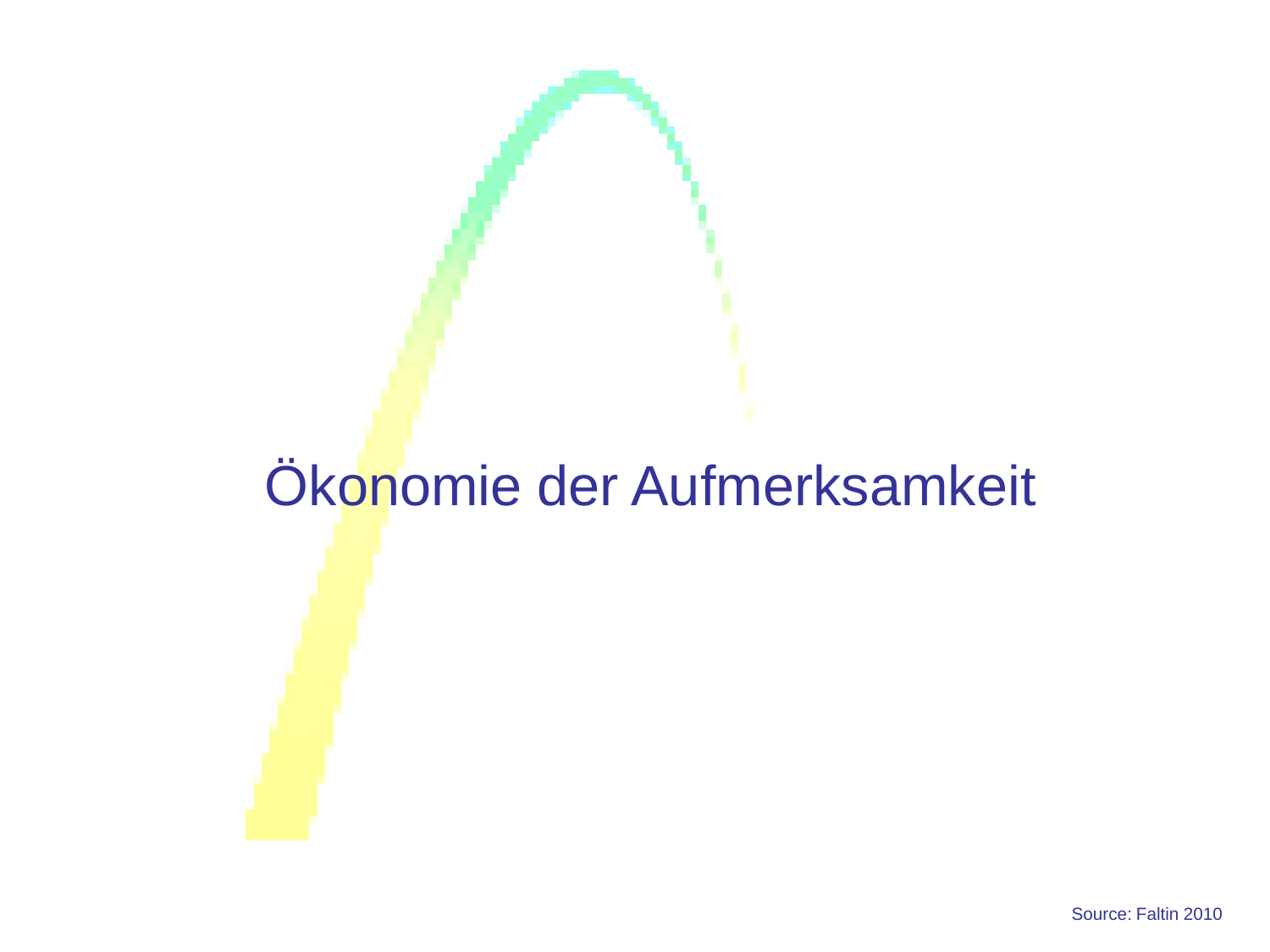# Ökonomie der Aufmerksamkeit

Source: Faltin 2010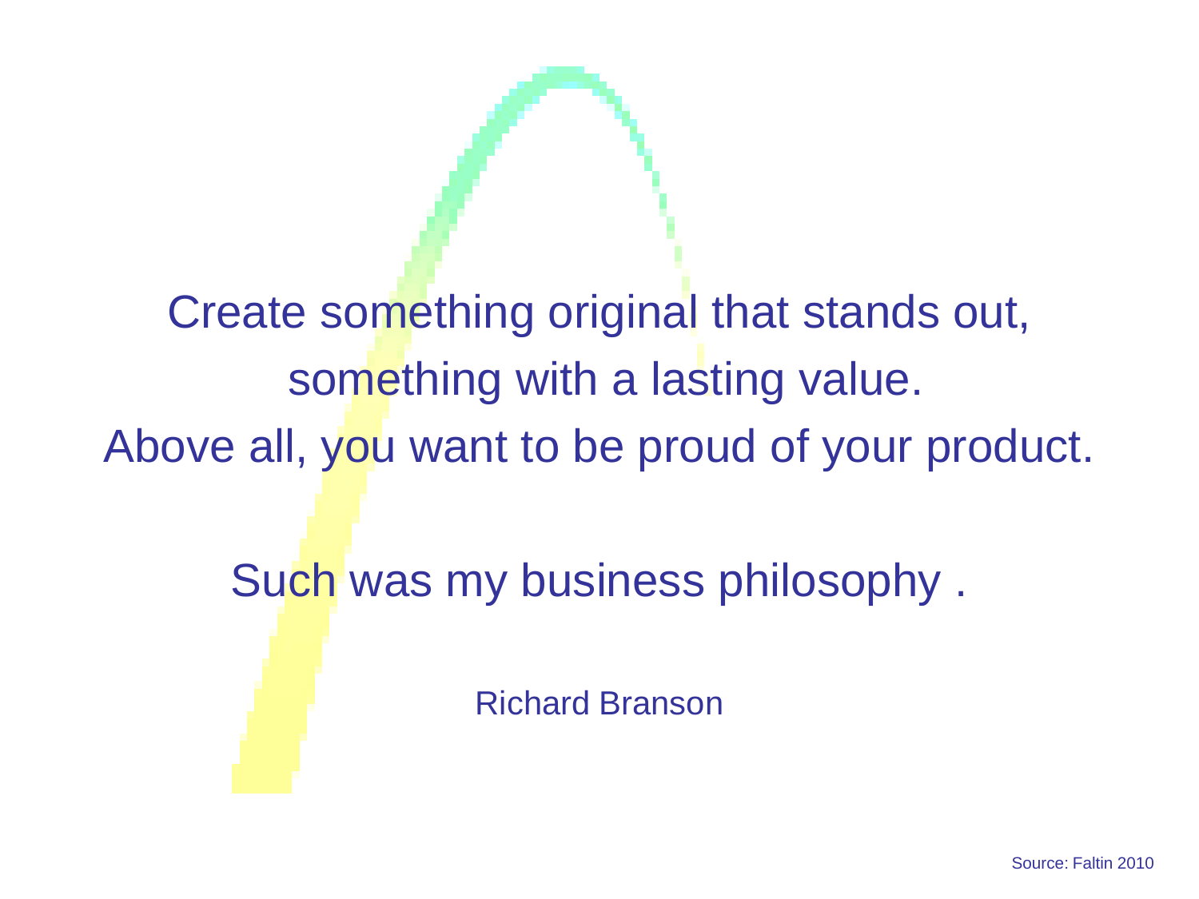Create something original that stands out,
something with a lasting value.
Above all, you want to be proud of your product.

Such was my business philosophy .

Richard Branson

Source: Faltin 2010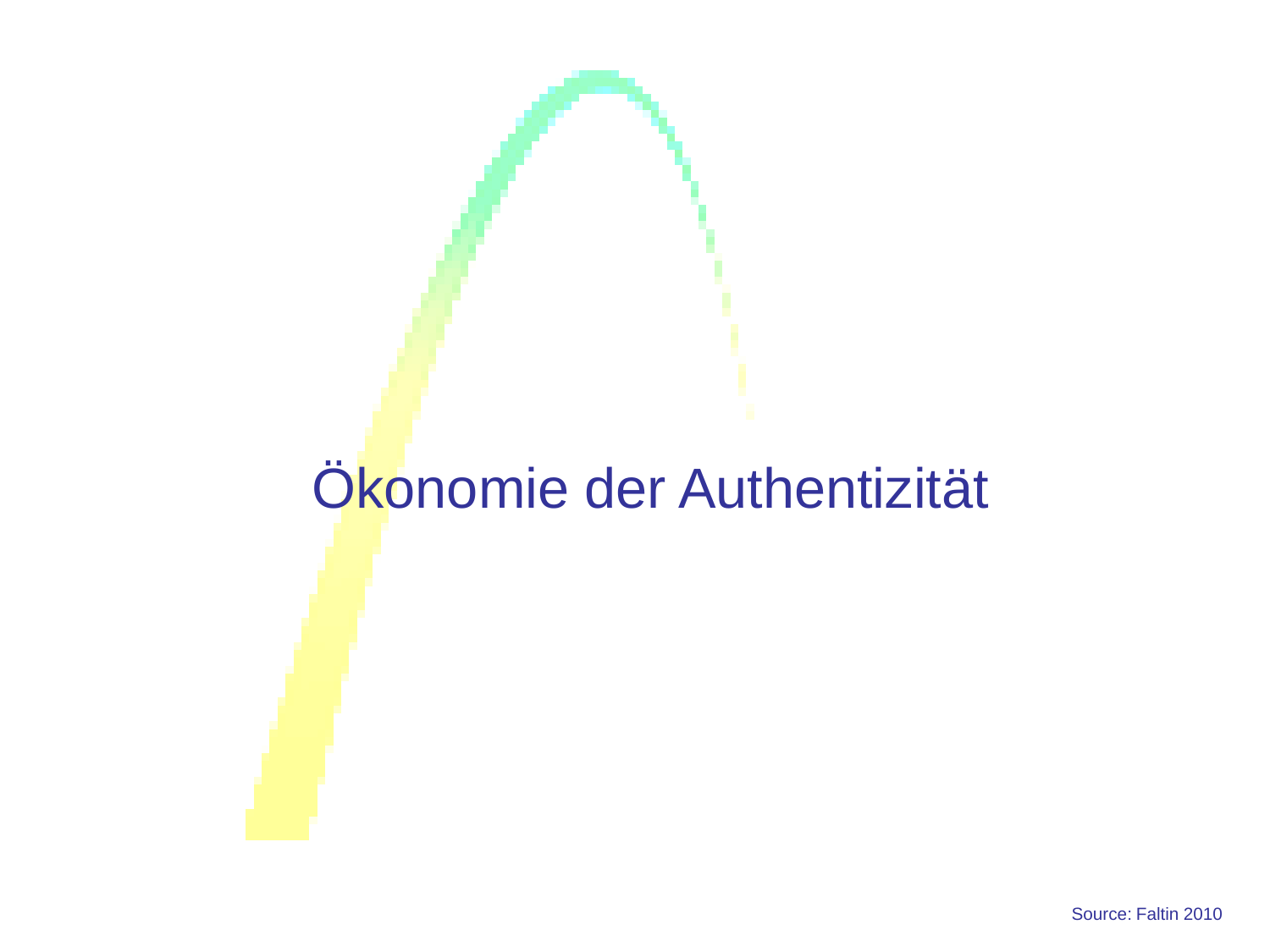# Ökonomie der Authentizität

Source: Faltin 2010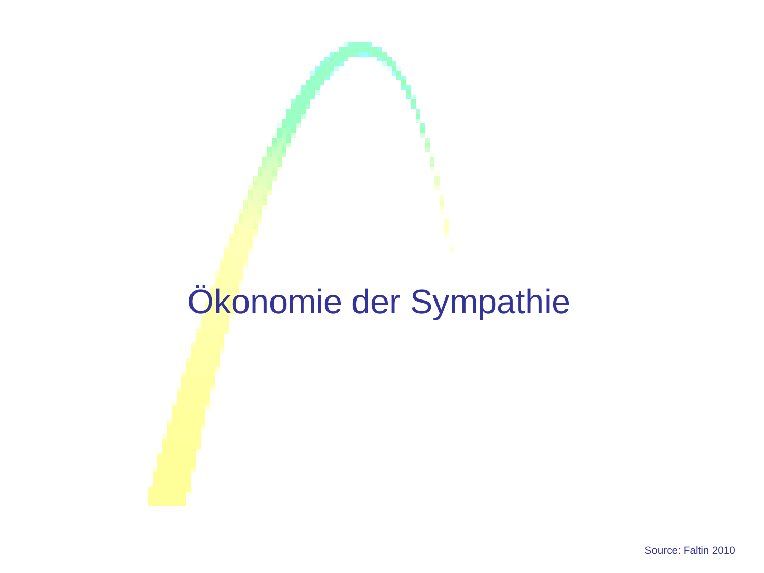# Ökonomie der Sympathie

Source: Faltin 2010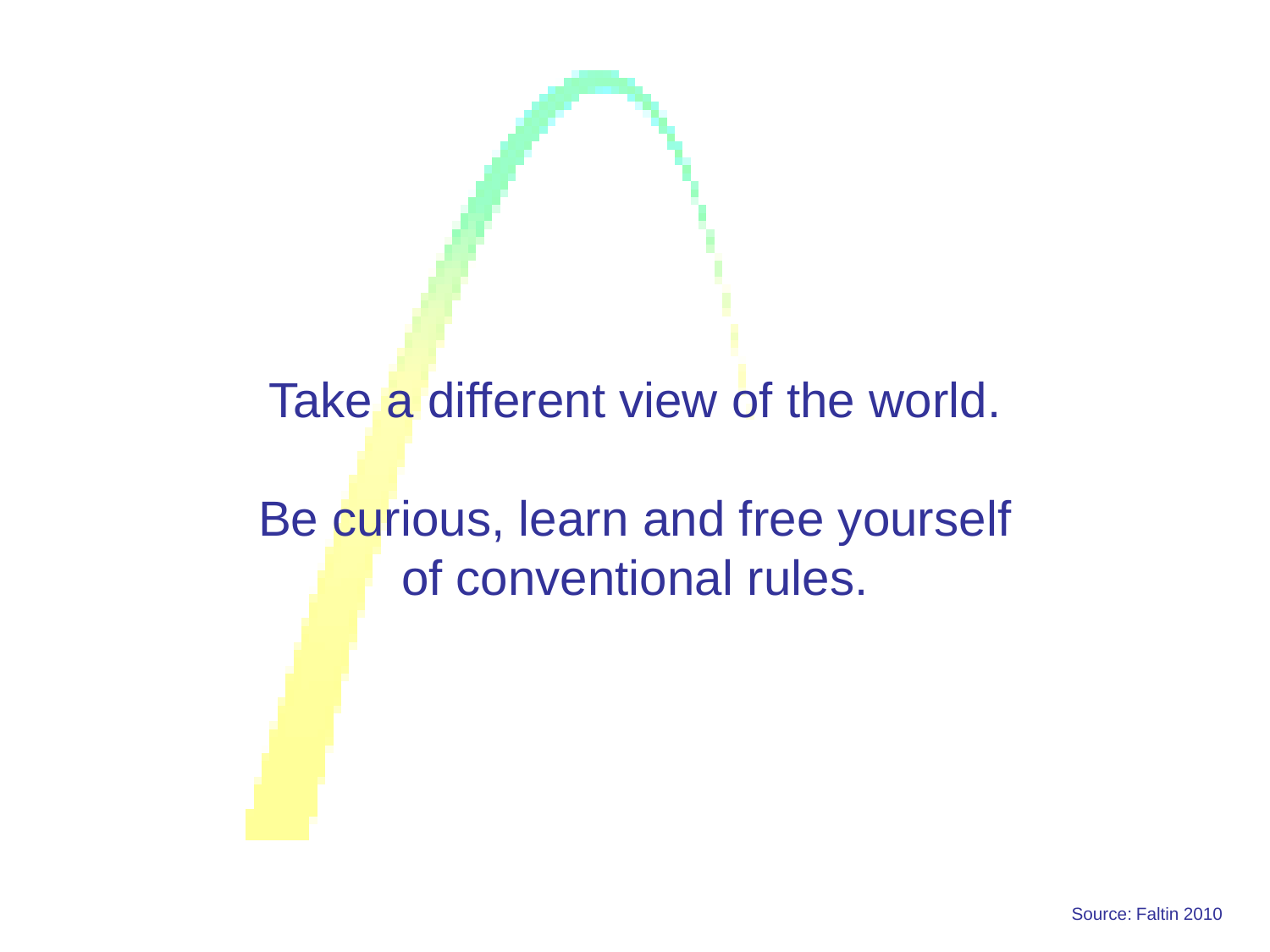Take a different view of the world.

Be curious, learn and free yourself of conventional rules.

Source: Faltin 2010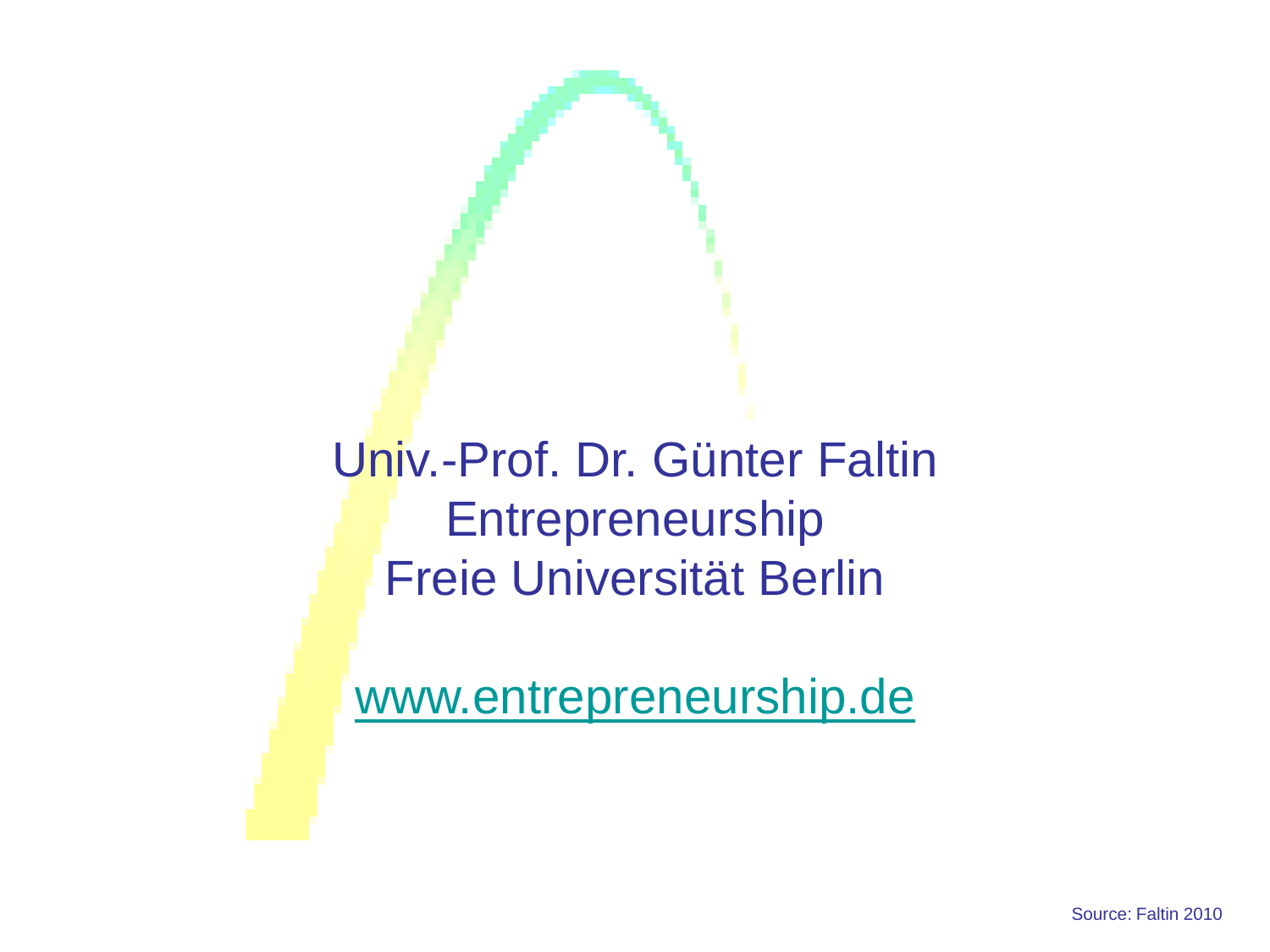Univ.-Prof. Dr. Günter Faltin
Entrepreneurship
Freie Universität Berlin

[www.entrepreneurship.de](http://www.entrepreneurship.de)

Source: Faltin 2010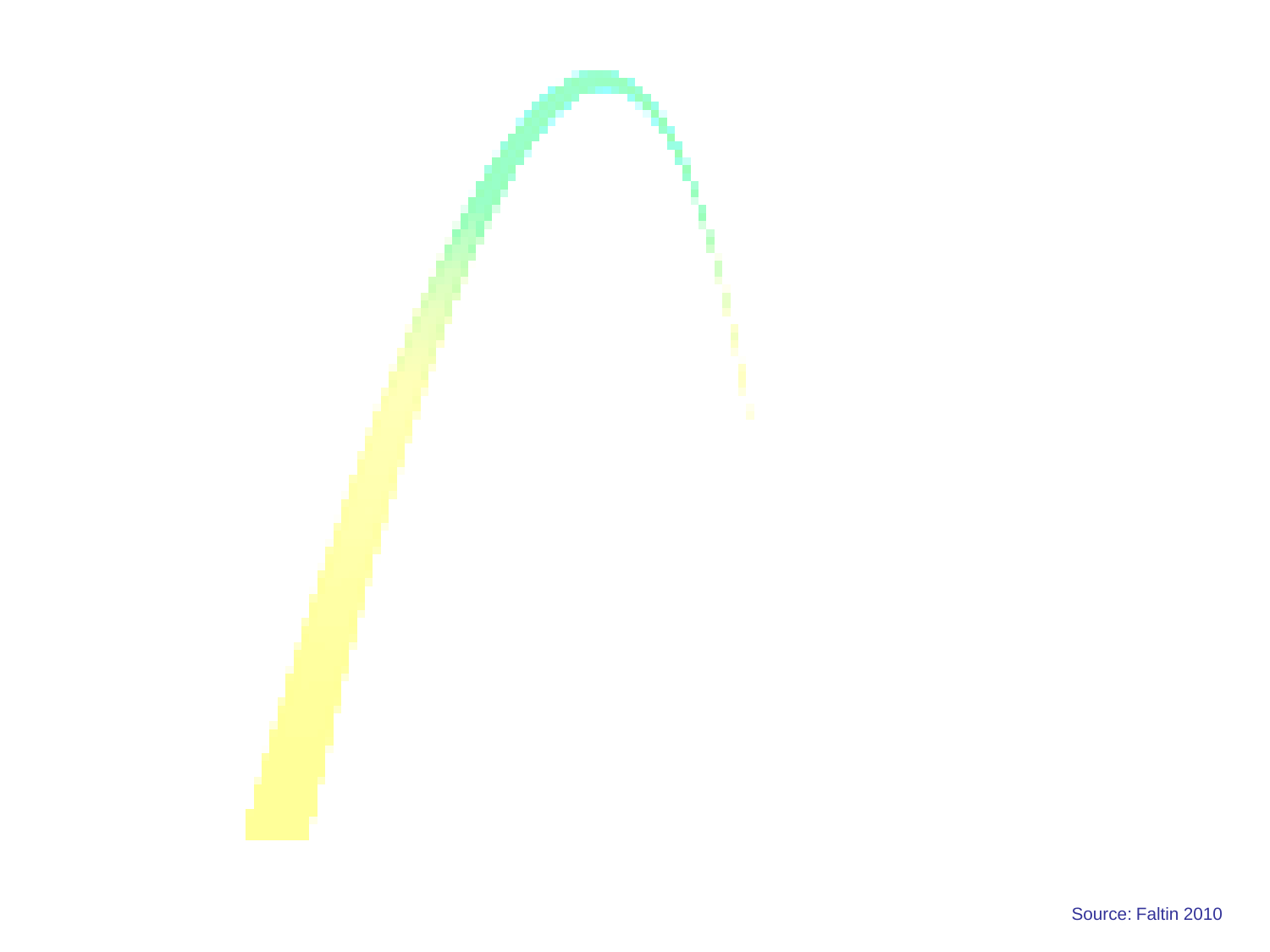Source: Faltin 2010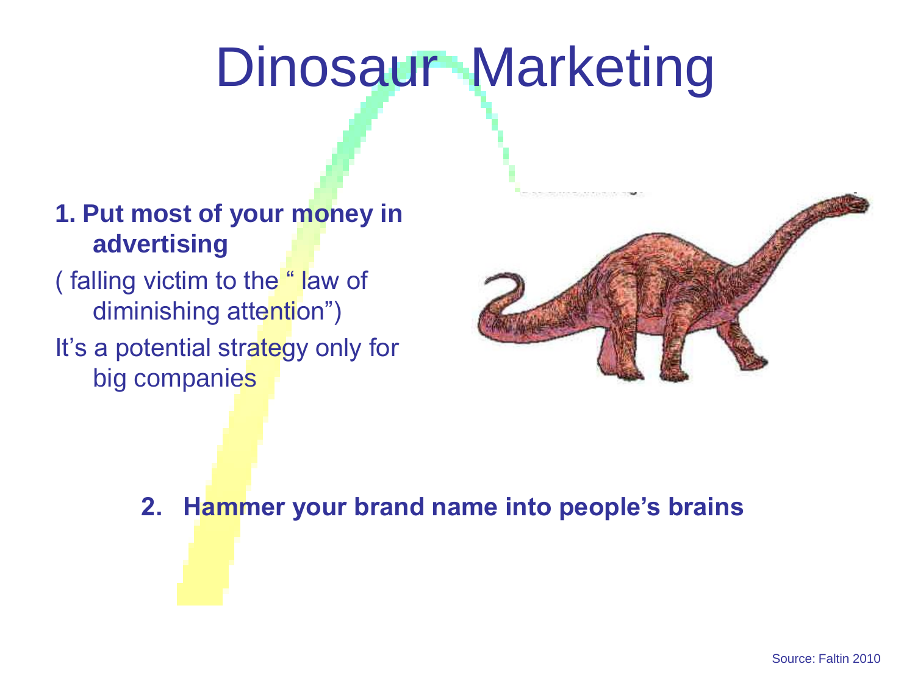# Dinosaur Marketing

**1. Put most of your money in advertising**

( falling victim to the " law of diminishing attention")

It's a potential strategy only for big companies

**2. Hammer your brand name into people's brains**

Source: Faltin 2010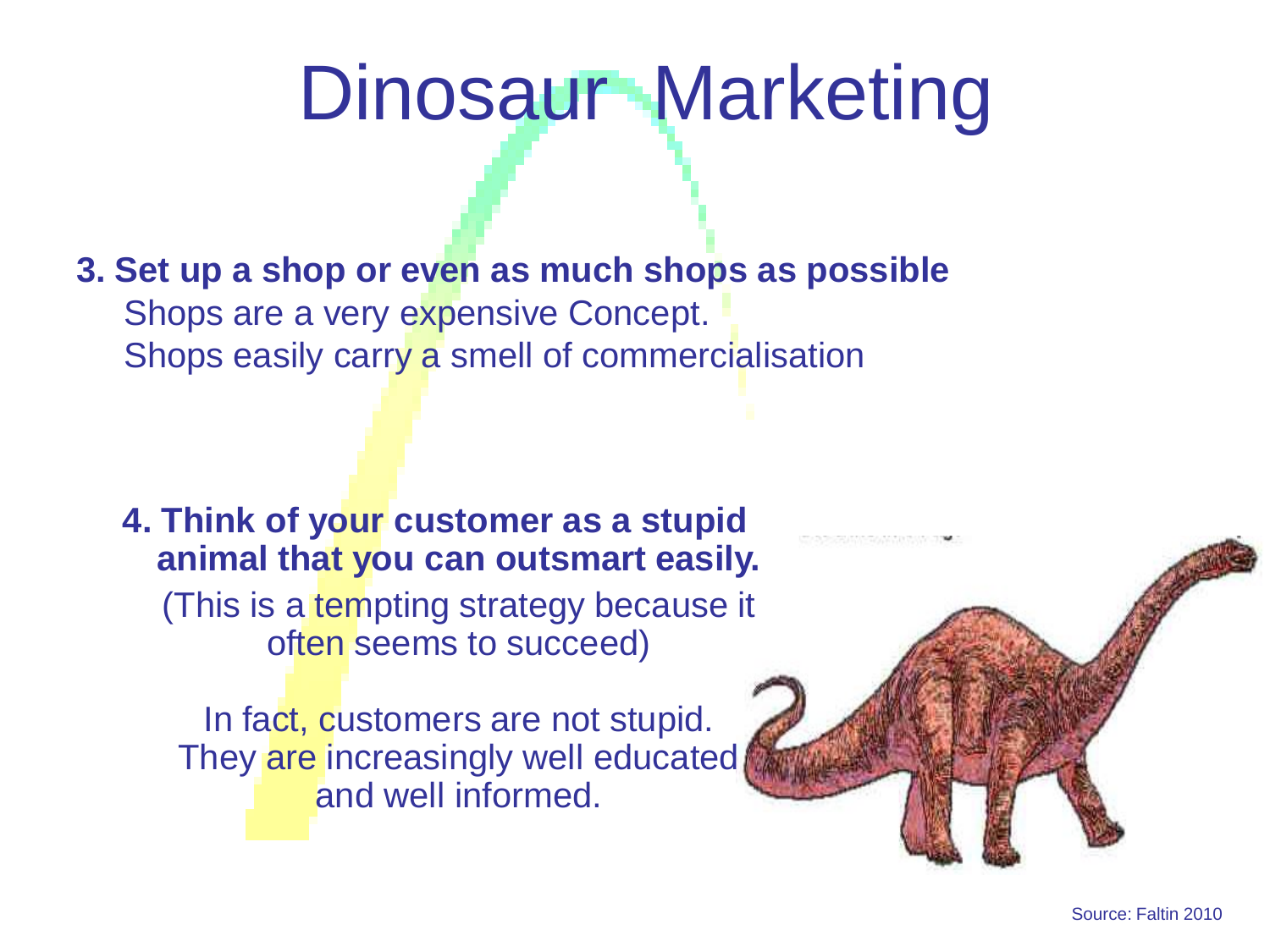# Dinosaur Marketing

**3. Set up a shop or even as much shops as possible**

Shops are a very expensive Concept.
Shops easily carry a smell of commercialisation

**4. Think of your customer as a stupid animal that you can outsmart easily.**

(This is a tempting strategy because it often seems to succeed)

In fact, customers are not stupid. They are increasingly well educated and well informed.

Source: Faltin 2010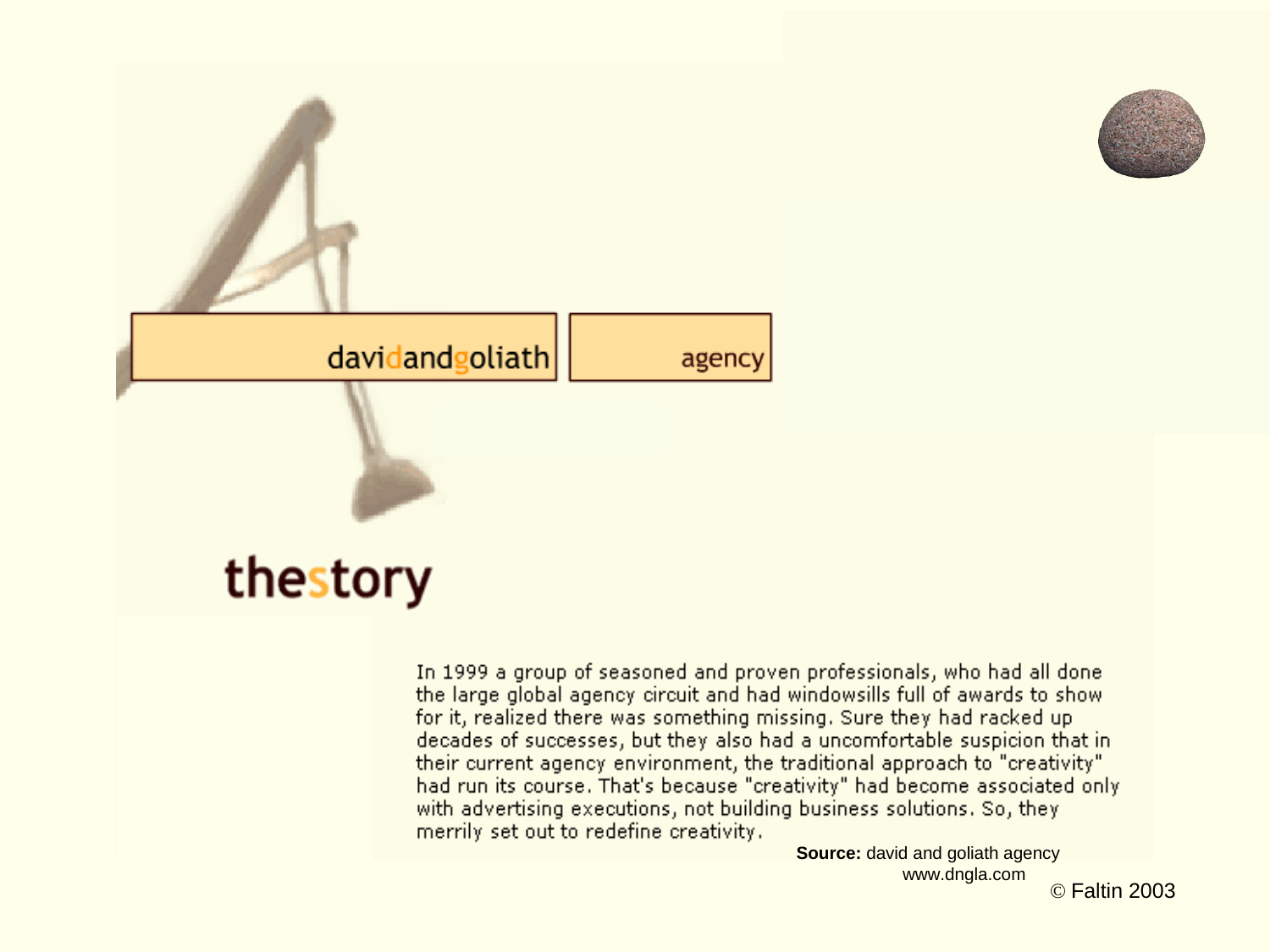davidandgoliath agency

# thestory

In 1999 a group of seasoned and proven professionals, who had all done the large global agency circuit and had windowsills full of awards to show for it, realized there was something missing. Sure they had racked up decades of successes, but they also had a uncomfortable suspicion that in their current agency environment, the traditional approach to "creativity" had run its course. That's because "creativity" had become associated only with advertising executions, not building business solutions. So, they merrily set out to redefine creativity.

**Source:** david and goliath agency
www.dngla.com

© Faltin 2003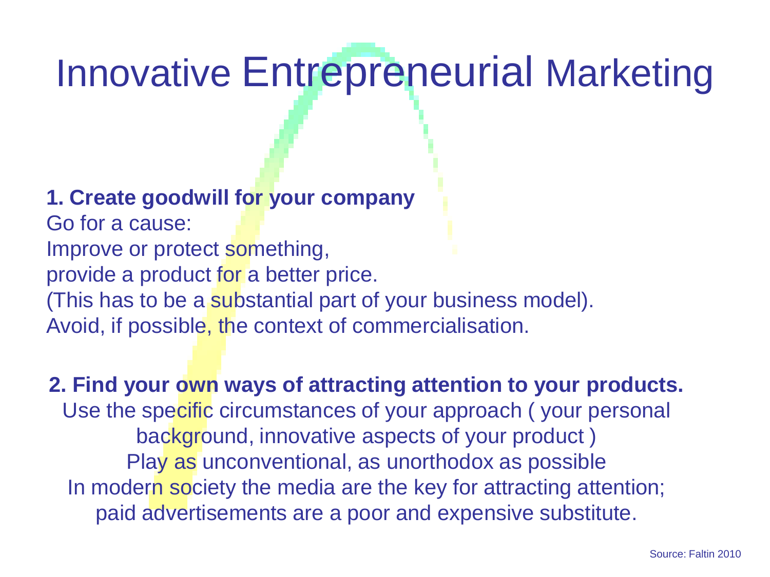# Innovative Entrepreneurial Marketing

**1. Create goodwill for your company**

Go for a cause:
Improve or protect something,
provide a product for a better price.
(This has to be a substantial part of your business model).
Avoid, if possible, the context of commercialisation.

**2. Find your own ways of attracting attention to your products.**

Use the specific circumstances of your approach ( your personal background, innovative aspects of your product )
Play as unconventional, as unorthodox as possible
In modern society the media are the key for attracting attention; paid advertisements are a poor and expensive substitute.

Source: Faltin 2010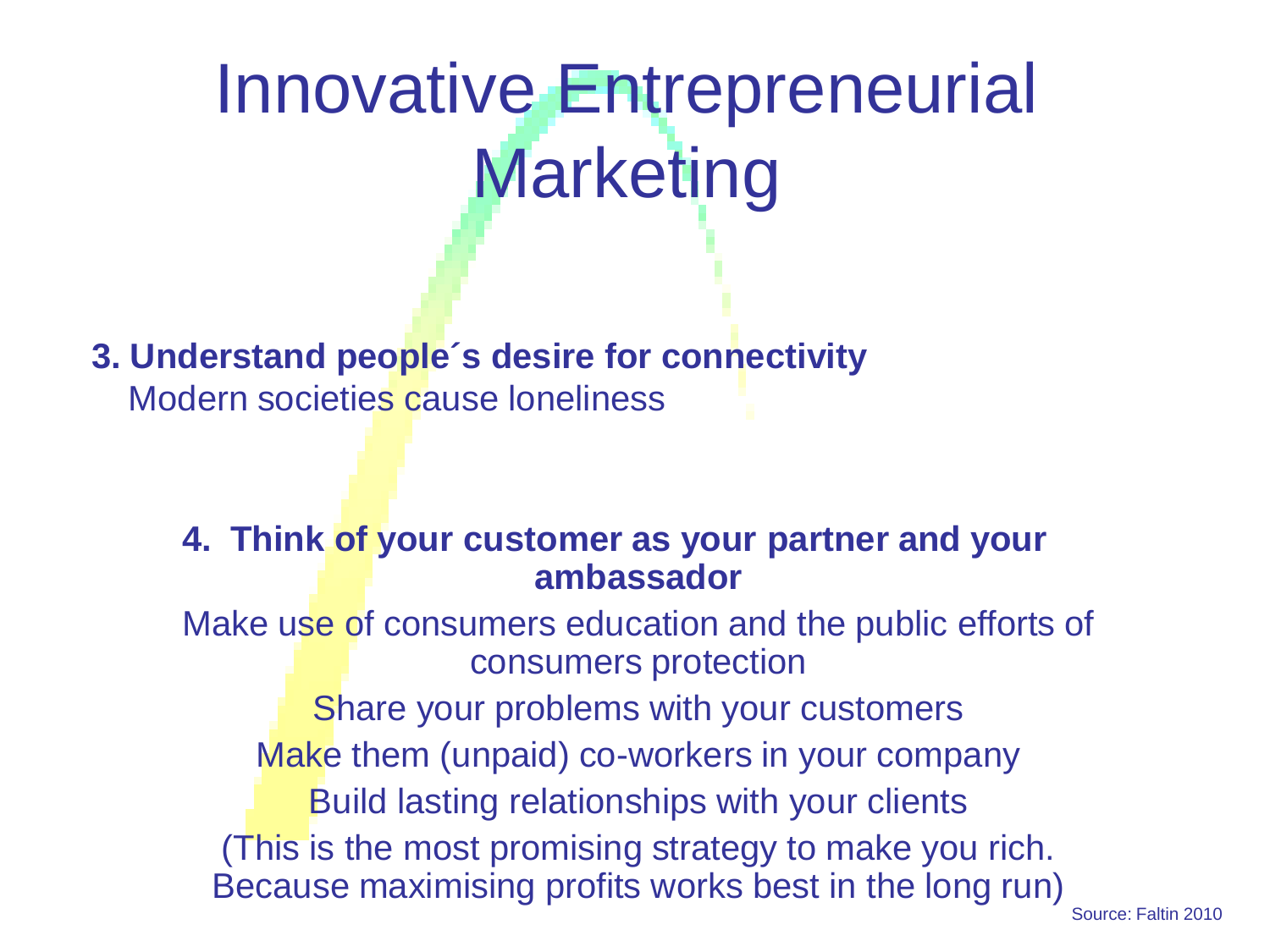# Innovative Entrepreneurial Marketing

**3. Understand people´s desire for connectivity**

Modern societies cause loneliness

**4. Think of your customer as your partner and your ambassador**

Make use of consumers education and the public efforts of consumers protection

Share your problems with your customers

Make them (unpaid) co-workers in your company

Build lasting relationships with your clients

(This is the most promising strategy to make you rich. Because maximising profits works best in the long run)

Source: Faltin 2010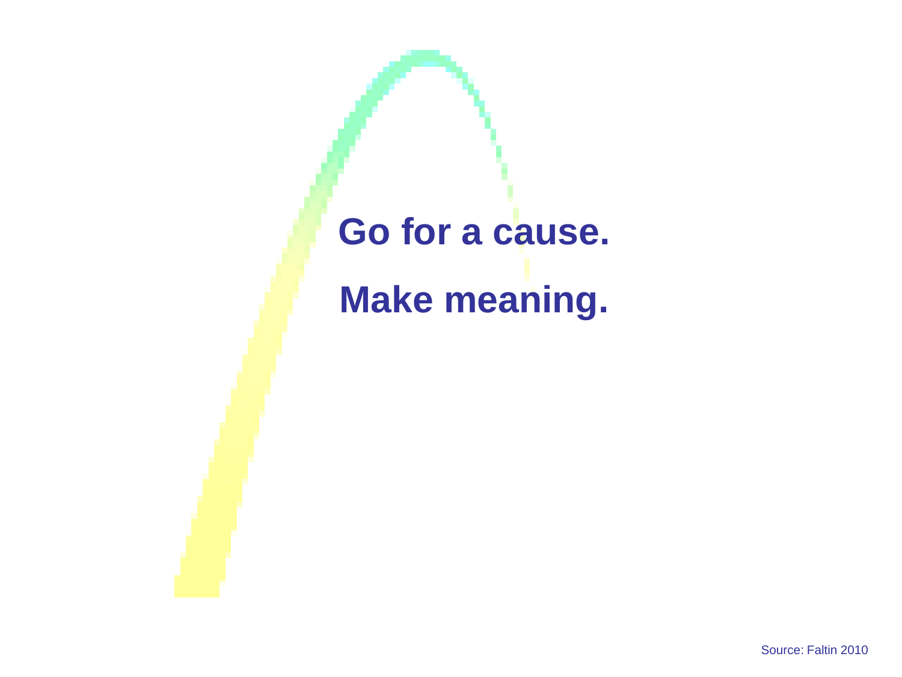**Go for a cause.**

**Make meaning.**

Source: Faltin 2010